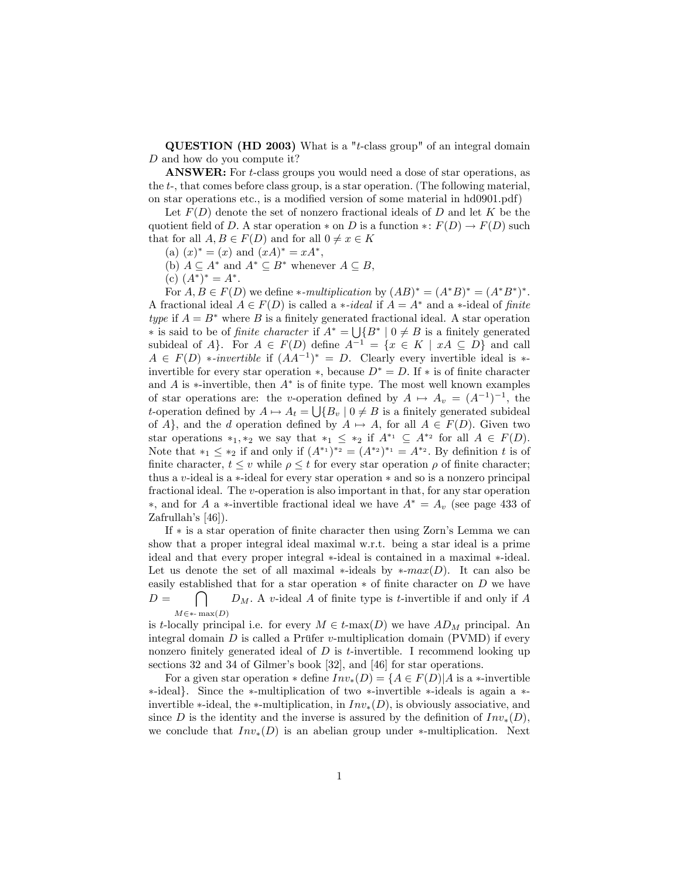**QUESTION (HD 2003)** What is a "$t$-class group" of an integral domain $D$ and how do you compute it?

**ANSWER:** For $t$-class groups you would need a dose of star operations, as the $t$-, that comes before class group, is a star operation. (The following material, on star operations etc., is a modified version of some material in hd0901.pdf)

Let $F(D)$ denote the set of nonzero fractional ideals of $D$ and let $K$ be the quotient field of $D$. A star operation $*$ on $D$ is a function $*: F(D) \to F(D)$ such that for all $A, B \in F(D)$ and for all $0 \neq x \in K$

(a) $(x)^* = (x)$ and $(xA)^* = xA^*$,

(b) $A \subseteq A^*$ and $A^* \subseteq B^*$ whenever $A \subseteq B$,

(c) $(A^*)^* = A^*$.

For $A, B \in F(D)$ we define *$*$-multiplication* by $(AB)^* = (A^*B)^* = (A^*B^*)^*$. A fractional ideal $A \in F(D)$ is called a *$*$-ideal* if $A = A^*$ and a $*$-ideal of *finite type* if $A = B^*$ where $B$ is a finitely generated fractional ideal. A star operation $*$ is said to be of *finite character* if $A^* = \bigcup\{B^* \mid 0 \neq B$ is a finitely generated subideal of $A\}$. For $A \in F(D)$ define $A^{-1} = \{x \in K \mid xA \subseteq D\}$ and call $A \in F(D)$ *$*$-invertible* if $(AA^{-1})^* = D$. Clearly every invertible ideal is $*$-invertible for every star operation $*$, because $D^* = D$. If $*$ is of finite character and $A$ is $*$-invertible, then $A^*$ is of finite type. The most well known examples of star operations are: the $v$-operation defined by $A \mapsto A_v = (A^{-1})^{-1}$, the $t$-operation defined by $A \mapsto A_t = \bigcup\{B_v \mid 0 \neq B$ is a finitely generated subideal of $A\}$, and the $d$ operation defined by $A \mapsto A$, for all $A \in F(D)$. Given two star operations $*_1, *_2$ we say that $*_1 \leq *_2$ if $A^{*_1} \subseteq A^{*_2}$ for all $A \in F(D)$. Note that $*_1 \leq *_2$ if and only if $(A^{*_1})^{*_2} = (A^{*_2})^{*_1} = A^{*_2}$. By definition $t$ is of finite character, $t \leq v$ while $\rho \leq t$ for every star operation $\rho$ of finite character; thus a $v$-ideal is a $*$-ideal for every star operation $*$ and so is a nonzero principal fractional ideal. The $v$-operation is also important in that, for any star operation $*$, and for $A$ a $*$-invertible fractional ideal we have $A^* = A_v$ (see page 433 of Zafrullah's [46]).

If $*$ is a star operation of finite character then using Zorn's Lemma we can show that a proper integral ideal maximal w.r.t. being a star ideal is a prime ideal and that every proper integral $*$-ideal is contained in a maximal $*$-ideal. Let us denote the set of all maximal $*$-ideals by *$*$-$max(D)$*. It can also be easily established that for a star operation $*$ of finite character on $D$ we have $D = \bigcap_{M \in *\text{-}\max(D)} D_M$. A $v$-ideal $A$ of finite type is $t$-invertible if and only if $A$ is $t$-locally principal i.e. for every $M \in t\text{-}\max(D)$ we have $AD_M$ principal. An integral domain $D$ is called a Prüfer $v$-multiplication domain (PVMD) if every nonzero finitely generated ideal of $D$ is $t$-invertible. I recommend looking up sections 32 and 34 of Gilmer's book [32], and [46] for star operations.

For a given star operation $*$ define $Inv_*(D) = \{A \in F(D) | A$ is a $*$-invertible $*$-ideal$\}$. Since the $*$-multiplication of two $*$-invertible $*$-ideals is again a $*$-invertible $*$-ideal, the $*$-multiplication, in $Inv_*(D)$, is obviously associative, and since $D$ is the identity and the inverse is assured by the definition of $Inv_*(D)$, we conclude that $Inv_*(D)$ is an abelian group under $*$-multiplication. Next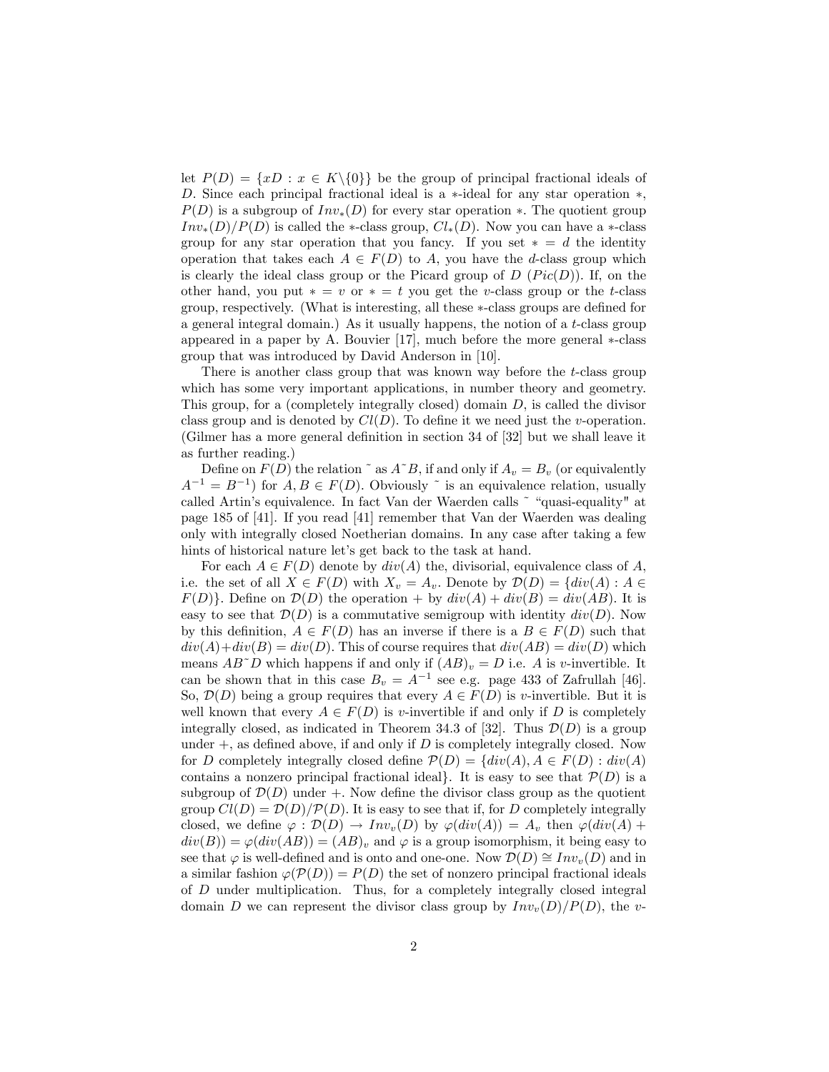let $P(D) = \{xD : x \in K\backslash\{0\}\}$ be the group of principal fractional ideals of $D$. Since each principal fractional ideal is a $*$-ideal for any star operation $*$, $P(D)$ is a subgroup of $Inv_*(D)$ for every star operation $*$. The quotient group $Inv_*(D)/P(D)$ is called the $*$-class group, $Cl_*(D)$. Now you can have a $*$-class group for any star operation that you fancy. If you set $* = d$ the identity operation that takes each $A \in F(D)$ to $A$, you have the $d$-class group which is clearly the ideal class group or the Picard group of $D$ ($Pic(D)$). If, on the other hand, you put $* = v$ or $* = t$ you get the $v$-class group or the $t$-class group, respectively. (What is interesting, all these $*$-class groups are defined for a general integral domain.) As it usually happens, the notion of a $t$-class group appeared in a paper by A. Bouvier [17], much before the more general $*$-class group that was introduced by David Anderson in [10].

There is another class group that was known way before the $t$-class group which has some very important applications, in number theory and geometry. This group, for a (completely integrally closed) domain $D$, is called the divisor class group and is denoted by $Cl(D)$. To define it we need just the $v$-operation. (Gilmer has a more general definition in section 34 of [32] but we shall leave it as further reading.)

Define on $F(D)$ the relation ˜ as $A$˜$B$, if and only if $A_v = B_v$ (or equivalently $A^{-1} = B^{-1}$) for $A, B \in F(D)$. Obviously ˜ is an equivalence relation, usually called Artin's equivalence. In fact Van der Waerden calls ˜ "quasi-equality" at page 185 of [41]. If you read [41] remember that Van der Waerden was dealing only with integrally closed Noetherian domains. In any case after taking a few hints of historical nature let's get back to the task at hand.

For each $A \in F(D)$ denote by $div(A)$ the, divisorial, equivalence class of $A$, i.e. the set of all $X \in F(D)$ with $X_v = A_v$. Denote by $\mathcal{D}(D) = \{div(A) : A \in F(D)\}$. Define on $\mathcal{D}(D)$ the operation $+$ by $div(A) + div(B) = div(AB)$. It is easy to see that $\mathcal{D}(D)$ is a commutative semigroup with identity $div(D)$. Now by this definition, $A \in F(D)$ has an inverse if there is a $B \in F(D)$ such that $div(A)+div(B) = div(D)$. This of course requires that $div(AB) = div(D)$ which means $AB$˜$D$ which happens if and only if $(AB)_v = D$ i.e. $A$ is $v$-invertible. It can be shown that in this case $B_v = A^{-1}$ see e.g. page 433 of Zafrullah [46]. So, $\mathcal{D}(D)$ being a group requires that every $A \in F(D)$ is $v$-invertible. But it is well known that every $A \in F(D)$ is $v$-invertible if and only if $D$ is completely integrally closed, as indicated in Theorem 34.3 of [32]. Thus $\mathcal{D}(D)$ is a group under $+$, as defined above, if and only if $D$ is completely integrally closed. Now for $D$ completely integrally closed define $\mathcal{P}(D) = \{div(A), A \in F(D) : div(A)$ contains a nonzero principal fractional ideal$\}$. It is easy to see that $\mathcal{P}(D)$ is a subgroup of $\mathcal{D}(D)$ under $+$. Now define the divisor class group as the quotient group $Cl(D) = \mathcal{D}(D)/\mathcal{P}(D)$. It is easy to see that if, for $D$ completely integrally closed, we define $\varphi : \mathcal{D}(D) \to Inv_v(D)$ by $\varphi(div(A)) = A_v$ then $\varphi(div(A) + div(B)) = \varphi(div(AB)) = (AB)_v$ and $\varphi$ is a group isomorphism, it being easy to see that $\varphi$ is well-defined and is onto and one-one. Now $\mathcal{D}(D) \cong Inv_v(D)$ and in a similar fashion $\varphi(\mathcal{P}(D)) = P(D)$ the set of nonzero principal fractional ideals of $D$ under multiplication. Thus, for a completely integrally closed integral domain $D$ we can represent the divisor class group by $Inv_v(D)/P(D)$, the $v$-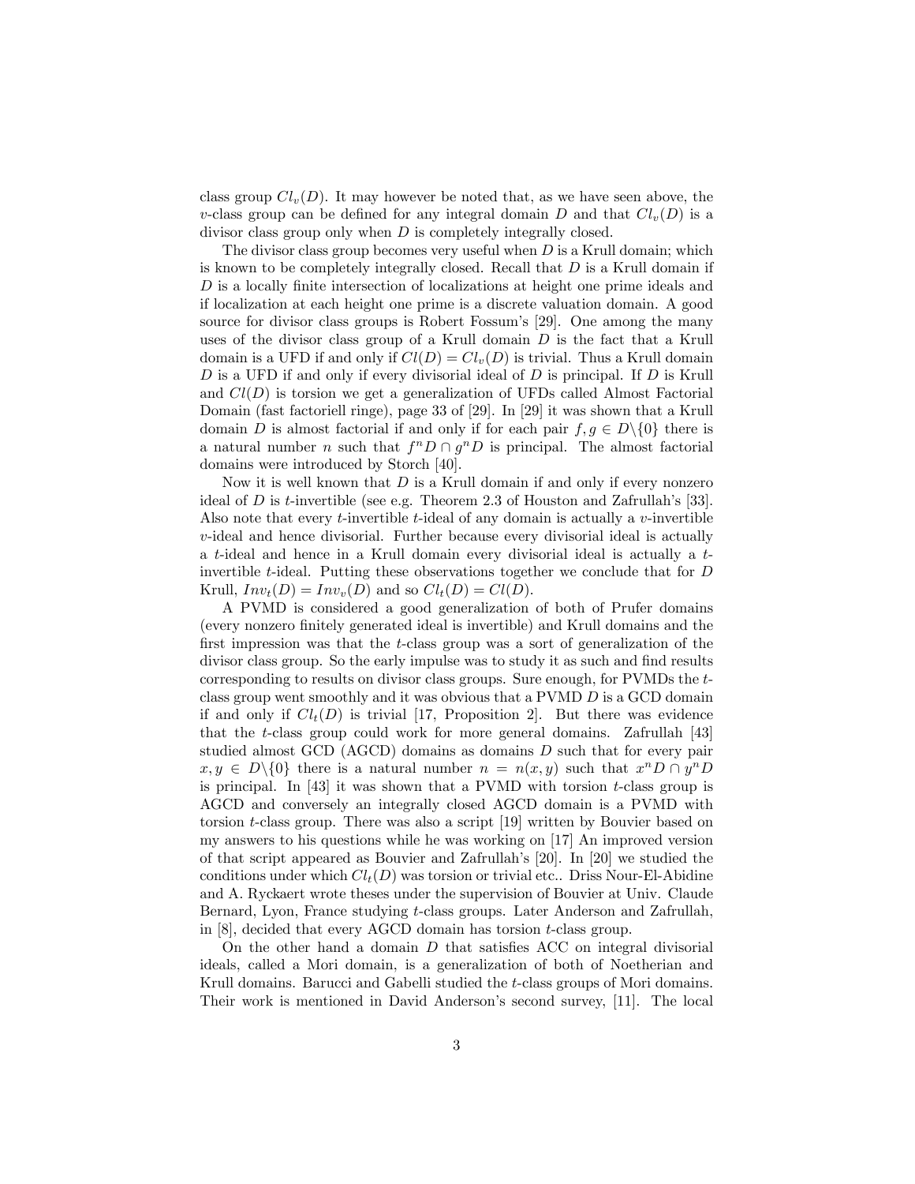class group $Cl_v(D)$. It may however be noted that, as we have seen above, the $v$-class group can be defined for any integral domain $D$ and that $Cl_v(D)$ is a divisor class group only when $D$ is completely integrally closed.

The divisor class group becomes very useful when $D$ is a Krull domain; which is known to be completely integrally closed. Recall that $D$ is a Krull domain if $D$ is a locally finite intersection of localizations at height one prime ideals and if localization at each height one prime is a discrete valuation domain. A good source for divisor class groups is Robert Fossum's [29]. One among the many uses of the divisor class group of a Krull domain $D$ is the fact that a Krull domain is a UFD if and only if $Cl(D) = Cl_v(D)$ is trivial. Thus a Krull domain $D$ is a UFD if and only if every divisorial ideal of $D$ is principal. If $D$ is Krull and $Cl(D)$ is torsion we get a generalization of UFDs called Almost Factorial Domain (fast factoriell ringe), page 33 of [29]. In [29] it was shown that a Krull domain $D$ is almost factorial if and only if for each pair $f, g \in D\backslash\{0\}$ there is a natural number $n$ such that $f^nD \cap g^nD$ is principal. The almost factorial domains were introduced by Storch [40].

Now it is well known that $D$ is a Krull domain if and only if every nonzero ideal of $D$ is $t$-invertible (see e.g. Theorem 2.3 of Houston and Zafrullah's [33]. Also note that every $t$-invertible $t$-ideal of any domain is actually a $v$-invertible $v$-ideal and hence divisorial. Further because every divisorial ideal is actually a $t$-ideal and hence in a Krull domain every divisorial ideal is actually a $t$-invertible $t$-ideal. Putting these observations together we conclude that for $D$ Krull, $Inv_t(D) = Inv_v(D)$ and so $Cl_t(D) = Cl(D)$.

A PVMD is considered a good generalization of both of Prufer domains (every nonzero finitely generated ideal is invertible) and Krull domains and the first impression was that the $t$-class group was a sort of generalization of the divisor class group. So the early impulse was to study it as such and find results corresponding to results on divisor class groups. Sure enough, for PVMDs the $t$-class group went smoothly and it was obvious that a PVMD $D$ is a GCD domain if and only if $Cl_t(D)$ is trivial [17, Proposition 2]. But there was evidence that the $t$-class group could work for more general domains. Zafrullah [43] studied almost GCD (AGCD) domains as domains $D$ such that for every pair $x, y \in D\backslash\{0\}$ there is a natural number $n = n(x, y)$ such that $x^nD \cap y^nD$ is principal. In [43] it was shown that a PVMD with torsion $t$-class group is AGCD and conversely an integrally closed AGCD domain is a PVMD with torsion $t$-class group. There was also a script [19] written by Bouvier based on my answers to his questions while he was working on [17] An improved version of that script appeared as Bouvier and Zafrullah's [20]. In [20] we studied the conditions under which $Cl_t(D)$ was torsion or trivial etc.. Driss Nour-El-Abidine and A. Ryckaert wrote theses under the supervision of Bouvier at Univ. Claude Bernard, Lyon, France studying $t$-class groups. Later Anderson and Zafrullah, in [8], decided that every AGCD domain has torsion $t$-class group.

On the other hand a domain $D$ that satisfies ACC on integral divisorial ideals, called a Mori domain, is a generalization of both of Noetherian and Krull domains. Barucci and Gabelli studied the $t$-class groups of Mori domains. Their work is mentioned in David Anderson's second survey, [11]. The local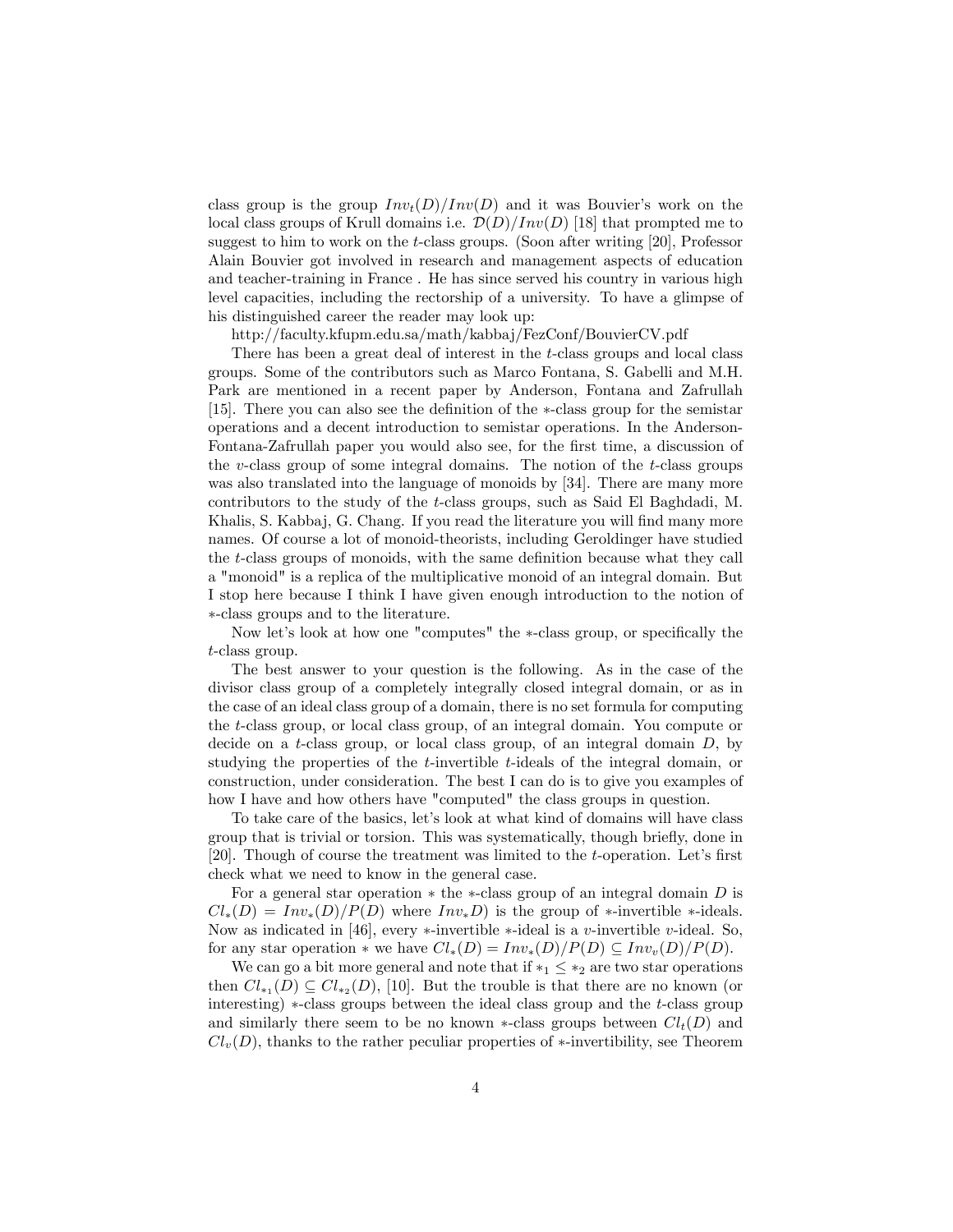class group is the group $Inv_t(D)/Inv(D)$ and it was Bouvier's work on the local class groups of Krull domains i.e. $\mathcal{D}(D)/Inv(D)$ [18] that prompted me to suggest to him to work on the $t$-class groups. (Soon after writing [20], Professor Alain Bouvier got involved in research and management aspects of education and teacher-training in France . He has since served his country in various high level capacities, including the rectorship of a university. To have a glimpse of his distinguished career the reader may look up:

http://faculty.kfupm.edu.sa/math/kabbaj/FezConf/BouvierCV.pdf

There has been a great deal of interest in the $t$-class groups and local class groups. Some of the contributors such as Marco Fontana, S. Gabelli and M.H. Park are mentioned in a recent paper by Anderson, Fontana and Zafrullah [15]. There you can also see the definition of the $*$-class group for the semistar operations and a decent introduction to semistar operations. In the Anderson-Fontana-Zafrullah paper you would also see, for the first time, a discussion of the $v$-class group of some integral domains. The notion of the $t$-class groups was also translated into the language of monoids by [34]. There are many more contributors to the study of the $t$-class groups, such as Said El Baghdadi, M. Khalis, S. Kabbaj, G. Chang. If you read the literature you will find many more names. Of course a lot of monoid-theorists, including Geroldinger have studied the $t$-class groups of monoids, with the same definition because what they call a "monoid" is a replica of the multiplicative monoid of an integral domain. But I stop here because I think I have given enough introduction to the notion of $*$-class groups and to the literature.

Now let's look at how one "computes" the $*$-class group, or specifically the $t$-class group.

The best answer to your question is the following. As in the case of the divisor class group of a completely integrally closed integral domain, or as in the case of an ideal class group of a domain, there is no set formula for computing the $t$-class group, or local class group, of an integral domain. You compute or decide on a $t$-class group, or local class group, of an integral domain $D$, by studying the properties of the $t$-invertible $t$-ideals of the integral domain, or construction, under consideration. The best I can do is to give you examples of how I have and how others have "computed" the class groups in question.

To take care of the basics, let's look at what kind of domains will have class group that is trivial or torsion. This was systematically, though briefly, done in [20]. Though of course the treatment was limited to the $t$-operation. Let's first check what we need to know in the general case.

For a general star operation $*$ the $*$-class group of an integral domain $D$ is $Cl_*(D) = Inv_*(D)/P(D)$ where $Inv_*D)$ is the group of $*$-invertible $*$-ideals. Now as indicated in [46], every $*$-invertible $*$-ideal is a $v$-invertible $v$-ideal. So, for any star operation $*$ we have $Cl_*(D) = Inv_*(D)/P(D) \subseteq Inv_v(D)/P(D)$.

We can go a bit more general and note that if $*_1 \leq *_2$ are two star operations then $Cl_{*_1}(D) \subseteq Cl_{*_2}(D)$, [10]. But the trouble is that there are no known (or interesting) $*$-class groups between the ideal class group and the $t$-class group and similarly there seem to be no known $*$-class groups between $Cl_t(D)$ and $Cl_v(D)$, thanks to the rather peculiar properties of $*$-invertibility, see Theorem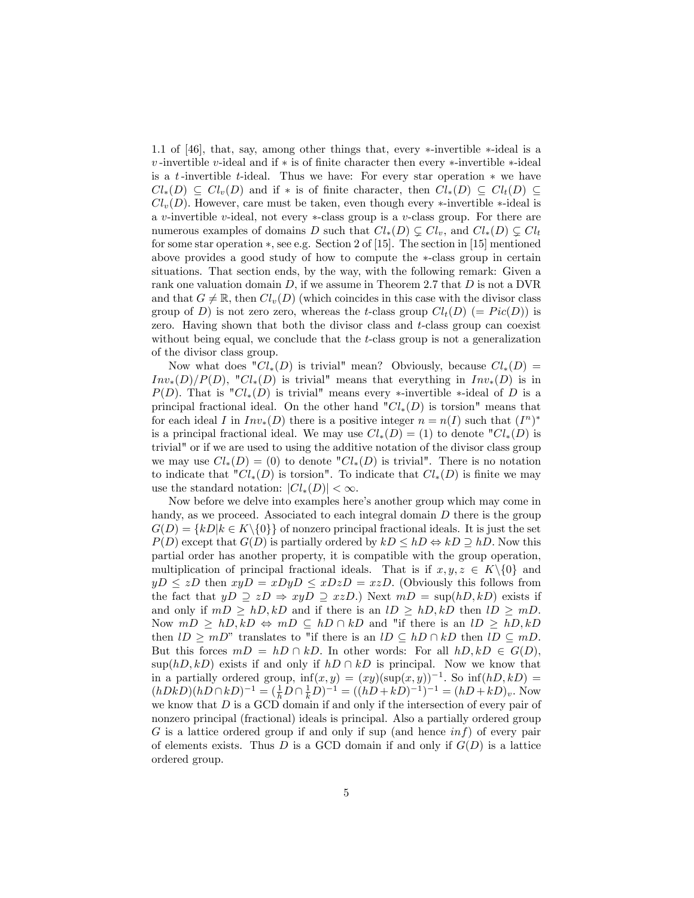1.1 of [46], that, say, among other things that, every $*$-invertible $*$-ideal is a $v$-invertible $v$-ideal and if $*$ is of finite character then every $*$-invertible $*$-ideal is a $t$-invertible $t$-ideal. Thus we have: For every star operation $*$ we have $Cl_*(D) \subseteq Cl_v(D)$ and if $*$ is of finite character, then $Cl_*(D) \subseteq Cl_t(D) \subseteq Cl_v(D)$. However, care must be taken, even though every $*$-invertible $*$-ideal is a $v$-invertible $v$-ideal, not every $*$-class group is a $v$-class group. For there are numerous examples of domains $D$ such that $Cl_*(D) \subsetneq Cl_v$, and $Cl_*(D) \subsetneq Cl_t$ for some star operation $*$, see e.g. Section 2 of [15]. The section in [15] mentioned above provides a good study of how to compute the $*$-class group in certain situations. That section ends, by the way, with the following remark: Given a rank one valuation domain $D$, if we assume in Theorem 2.7 that $D$ is not a DVR and that $G \neq \mathbb{R}$, then $Cl_v(D)$ (which coincides in this case with the divisor class group of $D$) is not zero zero, whereas the $t$-class group $Cl_t(D)$ $(= Pic(D))$ is zero. Having shown that both the divisor class and $t$-class group can coexist without being equal, we conclude that the $t$-class group is not a generalization of the divisor class group.

Now what does "$Cl_*(D)$ is trivial" mean? Obviously, because $Cl_*(D) = Inv_*(D)/P(D)$, "$Cl_*(D)$ is trivial" means that everything in $Inv_*(D)$ is in $P(D)$. That is "$Cl_*(D)$ is trivial" means every $*$-invertible $*$-ideal of $D$ is a principal fractional ideal. On the other hand "$Cl_*(D)$ is torsion" means that for each ideal $I$ in $Inv_*(D)$ there is a positive integer $n = n(I)$ such that $(I^n)^*$ is a principal fractional ideal. We may use $Cl_*(D) = (1)$ to denote "$Cl_*(D)$ is trivial" or if we are used to using the additive notation of the divisor class group we may use $Cl_*(D) = (0)$ to denote "$Cl_*(D)$ is trivial". There is no notation to indicate that "$Cl_*(D)$ is torsion". To indicate that $Cl_*(D)$ is finite we may use the standard notation: $|Cl_*(D)| < \infty$.

Now before we delve into examples here's another group which may come in handy, as we proceed. Associated to each integral domain $D$ there is the group $G(D) = \{kD | k \in K \backslash \{0\}\}$ of nonzero principal fractional ideals. It is just the set $P(D)$ except that $G(D)$ is partially ordered by $kD \leq hD \Leftrightarrow kD \supseteq hD$. Now this partial order has another property, it is compatible with the group operation, multiplication of principal fractional ideals. That is if $x, y, z \in K \backslash \{0\}$ and $yD \leq zD$ then $xyD = xDyD \leq xDzD = xzD$. (Obviously this follows from the fact that $yD \supseteq zD \Rightarrow xyD \supseteq xzD$.) Next $mD = \sup(hD, kD)$ exists if and only if $mD \geq hD, kD$ and if there is an $lD \geq hD, kD$ then $lD \geq mD$. Now $mD \geq hD, kD \Leftrightarrow mD \subseteq hD \cap kD$ and "if there is an $lD \geq hD, kD$ then $lD \geq mD$" translates to "if there is an $lD \subseteq hD \cap kD$ then $lD \subseteq mD$. But this forces $mD = hD \cap kD$. In other words: For all $hD, kD \in G(D)$, $\sup(hD, kD)$ exists if and only if $hD \cap kD$ is principal. Now we know that in a partially ordered group, $\inf(x, y) = (xy)(\sup(x, y))^{-1}$. So $\inf(hD, kD) = (hDkD)(hD \cap kD)^{-1} = (\frac{1}{h}D \cap \frac{1}{k}D)^{-1} = ((hD + kD)^{-1})^{-1} = (hD + kD)_v$. Now we know that $D$ is a GCD domain if and only if the intersection of every pair of nonzero principal (fractional) ideals is principal. Also a partially ordered group $G$ is a lattice ordered group if and only if sup (and hence $inf$) of every pair of elements exists. Thus $D$ is a GCD domain if and only if $G(D)$ is a lattice ordered group.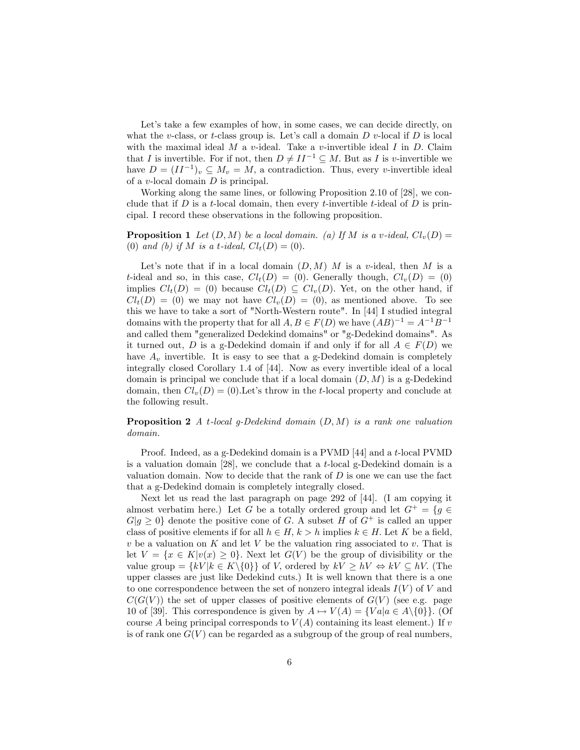Let's take a few examples of how, in some cases, we can decide directly, on what the $v$-class, or $t$-class group is. Let's call a domain $D$ $v$-local if $D$ is local with the maximal ideal $M$ a $v$-ideal. Take a $v$-invertible ideal $I$ in $D$. Claim that $I$ is invertible. For if not, then $D \neq II^{-1} \subseteq M$. But as $I$ is $v$-invertible we have $D = (II^{-1})_v \subseteq M_v = M$, a contradiction. Thus, every $v$-invertible ideal of a $v$-local domain $D$ is principal.

Working along the same lines, or following Proposition 2.10 of [28], we conclude that if $D$ is a $t$-local domain, then every $t$-invertible $t$-ideal of $D$ is principal. I record these observations in the following proposition.

**Proposition 1** *Let $(D, M)$ be a local domain. (a) If $M$ is a $v$-ideal, $Cl_v(D) = (0)$ and (b) if $M$ is a $t$-ideal, $Cl_t(D) = (0)$.*

Let's note that if in a local domain $(D, M)$ $M$ is a $v$-ideal, then $M$ is a $t$-ideal and so, in this case, $Cl_t(D) = (0)$. Generally though, $Cl_v(D) = (0)$ implies $Cl_t(D) = (0)$ because $Cl_t(D) \subseteq Cl_v(D)$. Yet, on the other hand, if $Cl_t(D) = (0)$ we may not have $Cl_v(D) = (0)$, as mentioned above. To see this we have to take a sort of "North-Western route". In [44] I studied integral domains with the property that for all $A, B \in F(D)$ we have $(AB)^{-1} = A^{-1}B^{-1}$ and called them "generalized Dedekind domains" or "g-Dedekind domains". As it turned out, $D$ is a g-Dedekind domain if and only if for all $A \in F(D)$ we have $A_v$ invertible. It is easy to see that a g-Dedekind domain is completely integrally closed Corollary 1.4 of [44]. Now as every invertible ideal of a local domain is principal we conclude that if a local domain $(D, M)$ is a g-Dedekind domain, then $Cl_v(D) = (0)$.Let's throw in the $t$-local property and conclude at the following result.

**Proposition 2** *A $t$-local g-Dedekind domain $(D, M)$ is a rank one valuation domain.*

Proof. Indeed, as a g-Dedekind domain is a PVMD [44] and a $t$-local PVMD is a valuation domain [28], we conclude that a $t$-local g-Dedekind domain is a valuation domain. Now to decide that the rank of $D$ is one we can use the fact that a g-Dedekind domain is completely integrally closed.

Next let us read the last paragraph on page 292 of [44]. (I am copying it almost verbatim here.) Let $G$ be a totally ordered group and let $G^+ = \{g \in G | g \geq 0\}$ denote the positive cone of $G$. A subset $H$ of $G^+$ is called an upper class of positive elements if for all $h \in H$, $k > h$ implies $k \in H$. Let $K$ be a field, $v$ be a valuation on $K$ and let $V$ be the valuation ring associated to $v$. That is let $V = \{x \in K | v(x) \geq 0\}$. Next let $G(V)$ be the group of divisibility or the value group $= \{kV | k \in K \backslash \{0\}\}$ of $V$, ordered by $kV \geq hV \Leftrightarrow kV \subseteq hV$. (The upper classes are just like Dedekind cuts.) It is well known that there is a one to one correspondence between the set of nonzero integral ideals $I(V)$ of $V$ and $C(G(V))$ the set of upper classes of positive elements of $G(V)$ (see e.g. page 10 of [39]. This correspondence is given by $A \mapsto V(A) = \{Va | a \in A \backslash \{0\}\}$. (Of course $A$ being principal corresponds to $V(A)$ containing its least element.) If $v$ is of rank one $G(V)$ can be regarded as a subgroup of the group of real numbers,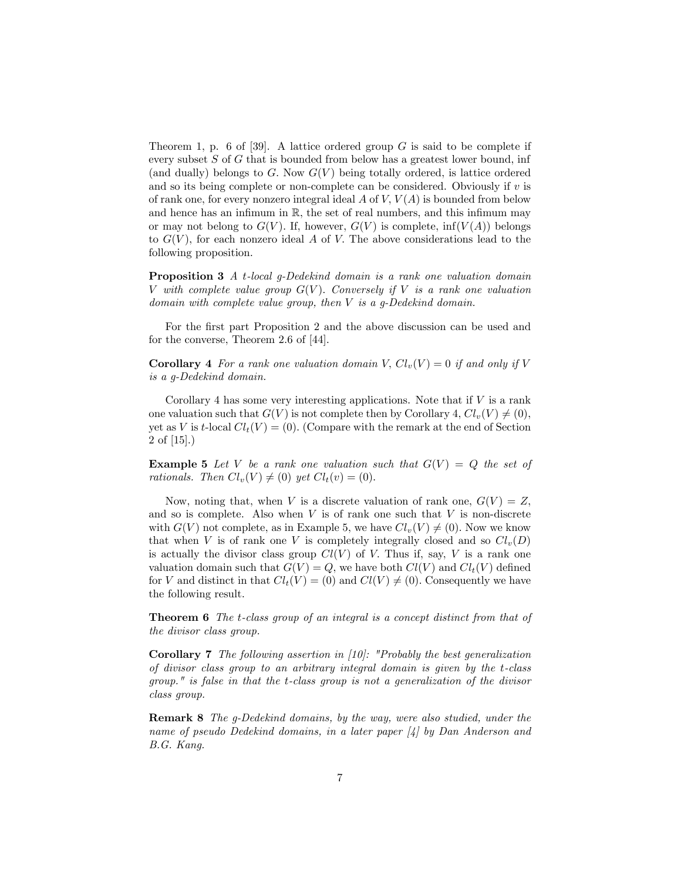Theorem 1, p. 6 of [39]. A lattice ordered group $G$ is said to be complete if every subset $S$ of $G$ that is bounded from below has a greatest lower bound, inf (and dually) belongs to $G$. Now $G(V)$ being totally ordered, is lattice ordered and so its being complete or non-complete can be considered. Obviously if $v$ is of rank one, for every nonzero integral ideal $A$ of $V$, $V(A)$ is bounded from below and hence has an infimum in $\mathbb{R}$, the set of real numbers, and this infimum may or may not belong to $G(V)$. If, however, $G(V)$ is complete, $\inf(V(A))$ belongs to $G(V)$, for each nonzero ideal $A$ of $V$. The above considerations lead to the following proposition.

**Proposition 3** *A $t$-local $g$-Dedekind domain is a rank one valuation domain $V$ with complete value group $G(V)$. Conversely if $V$ is a rank one valuation domain with complete value group, then $V$ is a g-Dedekind domain.*

For the first part Proposition 2 and the above discussion can be used and for the converse, Theorem 2.6 of [44].

**Corollary 4** *For a rank one valuation domain $V$, $Cl_v(V) = 0$ if and only if $V$ is a g-Dedekind domain.*

Corollary 4 has some very interesting applications. Note that if $V$ is a rank one valuation such that $G(V)$ is not complete then by Corollary 4, $Cl_v(V) \neq (0)$, yet as $V$ is $t$-local $Cl_t(V) = (0)$. (Compare with the remark at the end of Section 2 of [15].)

**Example 5** *Let $V$ be a rank one valuation such that $G(V) = Q$ the set of rationals. Then $Cl_v(V) \neq (0)$ yet $Cl_t(v) = (0)$.*

Now, noting that, when $V$ is a discrete valuation of rank one, $G(V) = Z$, and so is complete. Also when $V$ is of rank one such that $V$ is non-discrete with $G(V)$ not complete, as in Example 5, we have $Cl_v(V) \neq (0)$. Now we know that when $V$ is of rank one $V$ is completely integrally closed and so $Cl_v(D)$ is actually the divisor class group $Cl(V)$ of $V$. Thus if, say, $V$ is a rank one valuation domain such that $G(V) = Q$, we have both $Cl(V)$ and $Cl_t(V)$ defined for $V$ and distinct in that $Cl_t(V) = (0)$ and $Cl(V) \neq (0)$. Consequently we have the following result.

**Theorem 6** *The t-class group of an integral is a concept distinct from that of the divisor class group.*

**Corollary 7** *The following assertion in [10]: "Probably the best generalization of divisor class group to an arbitrary integral domain is given by the t-class group." is false in that the t-class group is not a generalization of the divisor class group.*

**Remark 8** *The g-Dedekind domains, by the way, were also studied, under the name of pseudo Dedekind domains, in a later paper [4] by Dan Anderson and B.G. Kang.*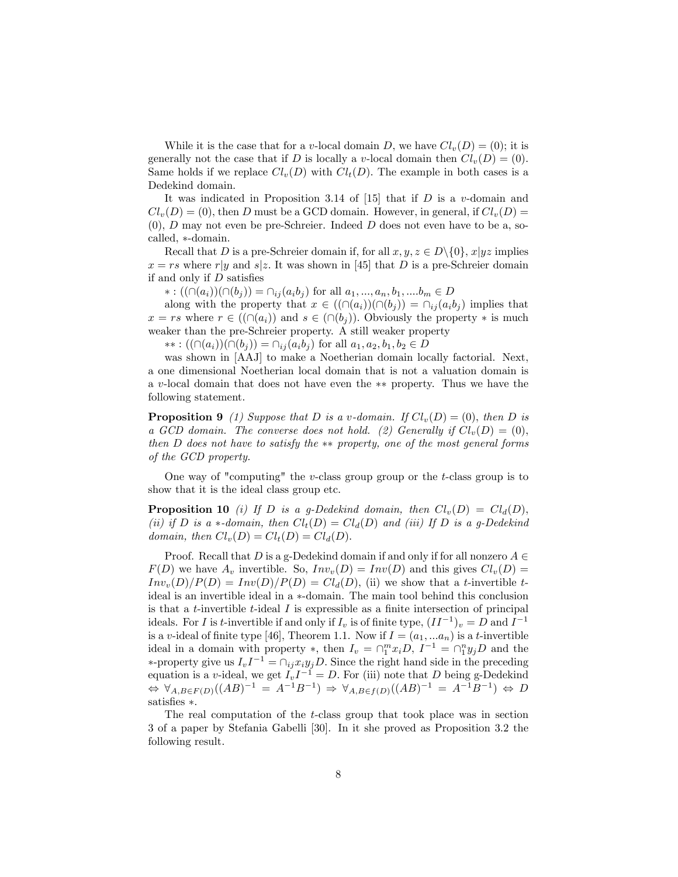While it is the case that for a $v$-local domain $D$, we have $Cl_v(D) = (0)$; it is generally not the case that if $D$ is locally a $v$-local domain then $Cl_v(D) = (0)$. Same holds if we replace $Cl_v(D)$ with $Cl_t(D)$. The example in both cases is a Dedekind domain.

It was indicated in Proposition 3.14 of [15] that if $D$ is a $v$-domain and $Cl_v(D) = (0)$, then $D$ must be a GCD domain. However, in general, if $Cl_v(D) = (0)$, $D$ may not even be pre-Schreier. Indeed $D$ does not even have to be a, so-called, $*$-domain.

Recall that $D$ is a pre-Schreier domain if, for all $x, y, z \in D\backslash\{0\}$, $x|yz$ implies $x = rs$ where $r|y$ and $s|z$. It was shown in [45] that $D$ is a pre-Schreier domain if and only if $D$ satisfies

$* : ((\cap(a_i))(\cap(b_j)) = \cap_{ij}(a_i b_j)$ for all $a_1, ..., a_n, b_1, ....b_m \in D$

along with the property that $x \in ((\cap(a_i))(\cap(b_j)) = \cap_{ij}(a_i b_j)$ implies that $x = rs$ where $r \in ((\cap(a_i))$ and $s \in (\cap(b_j))$. Obviously the property $*$ is much weaker than the pre-Schreier property. A still weaker property

$** : ((\cap(a_i))(\cap(b_j)) = \cap_{ij}(a_i b_j)$ for all $a_1, a_2, b_1, b_2 \in D$

was shown in [AAJ] to make a Noetherian domain locally factorial. Next, a one dimensional Noetherian local domain that is not a valuation domain is a $v$-local domain that does not have even the $**$ property. Thus we have the following statement.

**Proposition 9** *(1) Suppose that $D$ is a $v$-domain. If $Cl_v(D) = (0)$, then $D$ is a GCD domain. The converse does not hold. (2) Generally if $Cl_v(D) = (0)$, then $D$ does not have to satisfy the $**$ property, one of the most general forms of the GCD property.*

One way of "computing" the $v$-class group group or the $t$-class group is to show that it is the ideal class group etc.

**Proposition 10** *(i) If $D$ is a g-Dedekind domain, then $Cl_v(D) = Cl_d(D)$, (ii) if $D$ is a $*$-domain, then $Cl_t(D) = Cl_d(D)$ and (iii) If $D$ is a g-Dedekind domain, then $Cl_v(D) = Cl_t(D) = Cl_d(D)$.*

Proof. Recall that $D$ is a g-Dedekind domain if and only if for all nonzero $A \in F(D)$ we have $A_v$ invertible. So, $Inv_v(D) = Inv(D)$ and this gives $Cl_v(D) = Inv_v(D)/P(D) = Inv(D)/P(D) = Cl_d(D)$, (ii) we show that a $t$-invertible $t$-ideal is an invertible ideal in a $*$-domain. The main tool behind this conclusion is that a $t$-invertible $t$-ideal $I$ is expressible as a finite intersection of principal ideals. For $I$ is $t$-invertible if and only if $I_v$ is of finite type, $(II^{-1})_v = D$ and $I^{-1}$ is a $v$-ideal of finite type [46], Theorem 1.1. Now if $I = (a_1, ...a_n)$ is a $t$-invertible ideal in a domain with property $*$, then $I_v = \cap_1^m x_i D$, $I^{-1} = \cap_1^n y_j D$ and the $*$-property give us $I_v I^{-1} = \cap_{ij} x_i y_j D$. Since the right hand side in the preceding equation is a $v$-ideal, we get $I_v I^{-1} = D$. For (iii) note that $D$ being g-Dedekind $\Leftrightarrow \forall_{A,B \in F(D)}((AB)^{-1} = A^{-1}B^{-1}) \Rightarrow \forall_{A,B \in f(D)}((AB)^{-1} = A^{-1}B^{-1}) \Leftrightarrow D$ satisfies $*$.

The real computation of the $t$-class group that took place was in section 3 of a paper by Stefania Gabelli [30]. In it she proved as Proposition 3.2 the following result.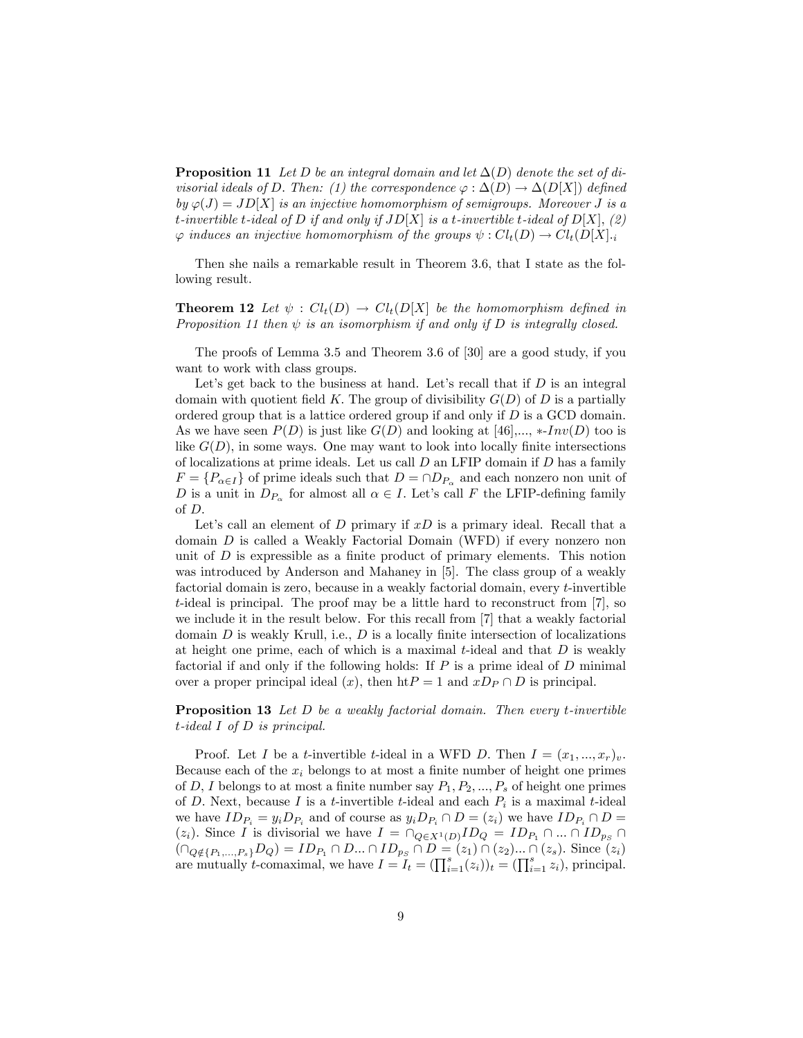**Proposition 11** *Let $D$ be an integral domain and let $\Delta(D)$ denote the set of divisorial ideals of $D$. Then: (1) the correspondence $\varphi : \Delta(D) \to \Delta(D[X])$ defined by $\varphi(J) = JD[X]$ is an injective homomorphism of semigroups. Moreover $J$ is a $t$-invertible $t$-ideal of $D$ if and only if $JD[X]$ is a $t$-invertible $t$-ideal of $D[X]$, (2) $\varphi$ induces an injective homomorphism of the groups $\psi : Cl_t(D) \to Cl_t(D[X].$*

Then she nails a remarkable result in Theorem 3.6, that I state as the following result.

**Theorem 12** *Let $\psi : Cl_t(D) \to Cl_t(D[X]$ be the homomorphism defined in Proposition 11 then $\psi$ is an isomorphism if and only if $D$ is integrally closed.*

The proofs of Lemma 3.5 and Theorem 3.6 of [30] are a good study, if you want to work with class groups.

Let's get back to the business at hand. Let's recall that if $D$ is an integral domain with quotient field $K$. The group of divisibility $G(D)$ of $D$ is a partially ordered group that is a lattice ordered group if and only if $D$ is a GCD domain. As we have seen $P(D)$ is just like $G(D)$ and looking at [46],..., $*$-$Inv(D)$ too is like $G(D)$, in some ways. One may want to look into locally finite intersections of localizations at prime ideals. Let us call $D$ an LFIP domain if $D$ has a family $F = \{P_{\alpha \in I}\}$ of prime ideals such that $D = \cap D_{P_\alpha}$ and each nonzero non unit of $D$ is a unit in $D_{P_\alpha}$ for almost all $\alpha \in I$. Let's call $F$ the LFIP-defining family of $D$.

Let's call an element of $D$ primary if $xD$ is a primary ideal. Recall that a domain $D$ is called a Weakly Factorial Domain (WFD) if every nonzero non unit of $D$ is expressible as a finite product of primary elements. This notion was introduced by Anderson and Mahaney in [5]. The class group of a weakly factorial domain is zero, because in a weakly factorial domain, every $t$-invertible $t$-ideal is principal. The proof may be a little hard to reconstruct from [7], so we include it in the result below. For this recall from [7] that a weakly factorial domain $D$ is weakly Krull, i.e., $D$ is a locally finite intersection of localizations at height one prime, each of which is a maximal $t$-ideal and that $D$ is weakly factorial if and only if the following holds: If $P$ is a prime ideal of $D$ minimal over a proper principal ideal $(x)$, then $\text{ht}P = 1$ and $xD_P \cap D$ is principal.

**Proposition 13** *Let $D$ be a weakly factorial domain. Then every $t$-invertible $t$-ideal $I$ of $D$ is principal.*

Proof. Let $I$ be a $t$-invertible $t$-ideal in a WFD $D$. Then $I = (x_1, ..., x_r)_v$. Because each of the $x_i$ belongs to at most a finite number of height one primes of $D$, $I$ belongs to at most a finite number say $P_1, P_2, ..., P_s$ of height one primes of $D$. Next, because $I$ is a $t$-invertible $t$-ideal and each $P_i$ is a maximal $t$-ideal we have $ID_{P_i} = y_i D_{P_i}$ and of course as $y_i D_{P_i} \cap D = (z_i)$ we have $ID_{P_i} \cap D = (z_i)$. Since $I$ is divisorial we have $I = \cap_{Q \in X^1(D)} ID_Q = ID_{P_1} \cap ... \cap ID_{p_S} \cap (\cap_{Q \notin \{P_1,...,P_s\}} D_Q) = ID_{P_1} \cap D ... \cap ID_{p_S} \cap D = (z_1) \cap (z_2) ... \cap (z_s)$. Since $(z_i)$ are mutually $t$-comaximal, we have $I = I_t = (\prod_{i=1}^{s} (z_i))_t = (\prod_{i=1}^{s} z_i)$, principal.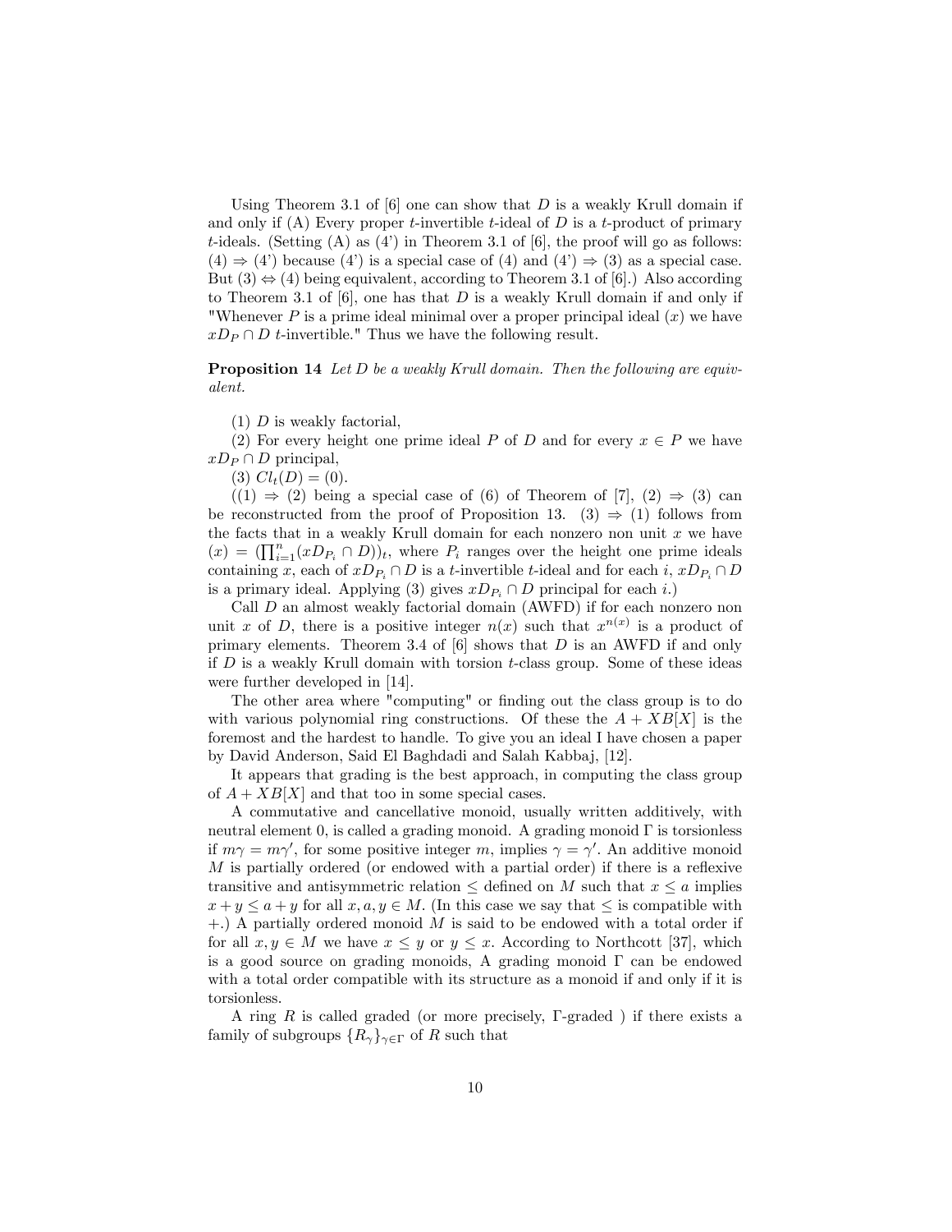Using Theorem 3.1 of [6] one can show that $D$ is a weakly Krull domain if and only if (A) Every proper $t$-invertible $t$-ideal of $D$ is a $t$-product of primary $t$-ideals. (Setting (A) as (4') in Theorem 3.1 of [6], the proof will go as follows: (4) $\Rightarrow$ (4') because (4') is a special case of (4) and (4') $\Rightarrow$ (3) as a special case. But (3) $\Leftrightarrow$ (4) being equivalent, according to Theorem 3.1 of [6].) Also according to Theorem 3.1 of [6], one has that $D$ is a weakly Krull domain if and only if "Whenever $P$ is a prime ideal minimal over a proper principal ideal $(x)$ we have $xD_P \cap D$ $t$-invertible." Thus we have the following result.

**Proposition 14** *Let $D$ be a weakly Krull domain. Then the following are equivalent.*

(1) $D$ is weakly factorial,

(2) For every height one prime ideal $P$ of $D$ and for every $x \in P$ we have $xD_P \cap D$ principal,

(3) $Cl_t(D) = (0)$.

((1) $\Rightarrow$ (2) being a special case of (6) of Theorem of [7], (2) $\Rightarrow$ (3) can be reconstructed from the proof of Proposition 13. (3) $\Rightarrow$ (1) follows from the facts that in a weakly Krull domain for each nonzero non unit $x$ we have $(x) = (\prod_{i=1}^{n}(xD_{P_i} \cap D))_t$, where $P_i$ ranges over the height one prime ideals containing $x$, each of $xD_{P_i} \cap D$ is a $t$-invertible $t$-ideal and for each $i$, $xD_{P_i} \cap D$ is a primary ideal. Applying (3) gives $xD_{P_i} \cap D$ principal for each $i$.)

Call $D$ an almost weakly factorial domain (AWFD) if for each nonzero non unit $x$ of $D$, there is a positive integer $n(x)$ such that $x^{n(x)}$ is a product of primary elements. Theorem 3.4 of [6] shows that $D$ is an AWFD if and only if $D$ is a weakly Krull domain with torsion $t$-class group. Some of these ideas were further developed in [14].

The other area where "computing" or finding out the class group is to do with various polynomial ring constructions. Of these the $A + XB[X]$ is the foremost and the hardest to handle. To give you an ideal I have chosen a paper by David Anderson, Said El Baghdadi and Salah Kabbaj, [12].

It appears that grading is the best approach, in computing the class group of $A + XB[X]$ and that too in some special cases.

A commutative and cancellative monoid, usually written additively, with neutral element 0, is called a grading monoid. A grading monoid $\Gamma$ is torsionless if $m\gamma = m\gamma'$, for some positive integer $m$, implies $\gamma = \gamma'$. An additive monoid $M$ is partially ordered (or endowed with a partial order) if there is a reflexive transitive and antisymmetric relation $\leq$ defined on $M$ such that $x \leq a$ implies $x + y \leq a + y$ for all $x, a, y \in M$. (In this case we say that $\leq$ is compatible with $+$.) A partially ordered monoid $M$ is said to be endowed with a total order if for all $x, y \in M$ we have $x \leq y$ or $y \leq x$. According to Northcott [37], which is a good source on grading monoids, A grading monoid $\Gamma$ can be endowed with a total order compatible with its structure as a monoid if and only if it is torsionless.

A ring $R$ is called graded (or more precisely, $\Gamma$-graded ) if there exists a family of subgroups $\{R_\gamma\}_{\gamma \in \Gamma}$ of $R$ such that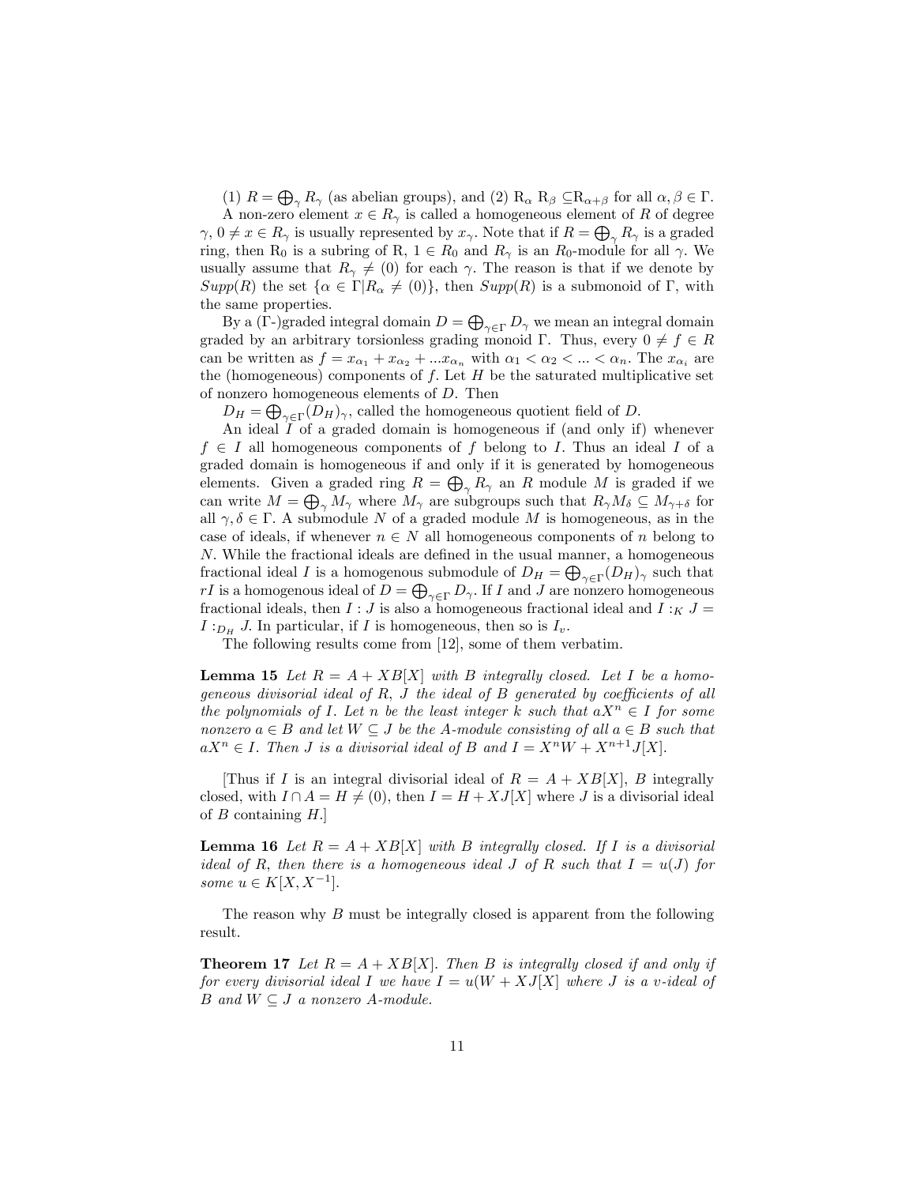(1) $R = \bigoplus_\gamma R_\gamma$ (as abelian groups), and (2) $R_\alpha\ R_\beta \subseteq R_{\alpha+\beta}$ for all $\alpha, \beta \in \Gamma$.

A non-zero element $x \in R_\gamma$ is called a homogeneous element of $R$ of degree $\gamma$, $0 \neq x \in R_\gamma$ is usually represented by $x_\gamma$. Note that if $R = \bigoplus_\gamma R_\gamma$ is a graded ring, then $R_0$ is a subring of R, $1 \in R_0$ and $R_\gamma$ is an $R_0$-module for all $\gamma$. We usually assume that $R_\gamma \neq (0)$ for each $\gamma$. The reason is that if we denote by $Supp(R)$ the set $\{\alpha \in \Gamma | R_\alpha \neq (0)\}$, then $Supp(R)$ is a submonoid of $\Gamma$, with the same properties.

By a ($\Gamma$-)graded integral domain $D = \bigoplus_{\gamma\in\Gamma} D_\gamma$ we mean an integral domain graded by an arbitrary torsionless grading monoid $\Gamma$. Thus, every $0 \neq f \in R$ can be written as $f = x_{\alpha_1} + x_{\alpha_2} + ...x_{\alpha_n}$ with $\alpha_1 < \alpha_2 < ... < \alpha_n$. The $x_{\alpha_i}$ are the (homogeneous) components of $f$. Let $H$ be the saturated multiplicative set of nonzero homogeneous elements of $D$. Then

$D_H = \bigoplus_{\gamma\in\Gamma} (D_H)_\gamma$, called the homogeneous quotient field of $D$.

An ideal $I$ of a graded domain is homogeneous if (and only if) whenever $f \in I$ all homogeneous components of $f$ belong to $I$. Thus an ideal $I$ of a graded domain is homogeneous if and only if it is generated by homogeneous elements. Given a graded ring $R = \bigoplus_\gamma R_\gamma$ an $R$ module $M$ is graded if we can write $M = \bigoplus_\gamma M_\gamma$ where $M_\gamma$ are subgroups such that $R_\gamma M_\delta \subseteq M_{\gamma+\delta}$ for all $\gamma, \delta \in \Gamma$. A submodule $N$ of a graded module $M$ is homogeneous, as in the case of ideals, if whenever $n \in N$ all homogeneous components of $n$ belong to $N$. While the fractional ideals are defined in the usual manner, a homogeneous fractional ideal $I$ is a homogenous submodule of $D_H = \bigoplus_{\gamma\in\Gamma} (D_H)_\gamma$ such that $rI$ is a homogenous ideal of $D = \bigoplus_{\gamma\in\Gamma} D_\gamma$. If $I$ and $J$ are nonzero homogeneous fractional ideals, then $I : J$ is also a homogeneous fractional ideal and $I :_K J = I :_{D_H} J$. In particular, if $I$ is homogeneous, then so is $I_v$.

The following results come from [12], some of them verbatim.

**Lemma 15** *Let $R = A + XB[X]$ with $B$ integrally closed. Let $I$ be a homogeneous divisorial ideal of $R$, $J$ the ideal of $B$ generated by coefficients of all the polynomials of $I$. Let $n$ be the least integer $k$ such that $aX^n \in I$ for some nonzero $a \in B$ and let $W \subseteq J$ be the $A$-module consisting of all $a \in B$ such that $aX^n \in I$. Then $J$ is a divisorial ideal of $B$ and $I = X^n W + X^{n+1} J[X]$.*

[Thus if $I$ is an integral divisorial ideal of $R = A + XB[X]$, $B$ integrally closed, with $I \cap A = H \neq (0)$, then $I = H + XJ[X]$ where $J$ is a divisorial ideal of $B$ containing $H$.]

**Lemma 16** *Let $R = A + XB[X]$ with $B$ integrally closed. If $I$ is a divisorial ideal of $R$, then there is a homogeneous ideal $J$ of $R$ such that $I = u(J)$ for some $u \in K[X, X^{-1}]$.*

The reason why $B$ must be integrally closed is apparent from the following result.

**Theorem 17** *Let $R = A + XB[X]$. Then $B$ is integrally closed if and only if for every divisorial ideal $I$ we have $I = u(W + XJ[X]$ where $J$ is a $v$-ideal of $B$ and $W \subseteq J$ a nonzero $A$-module.*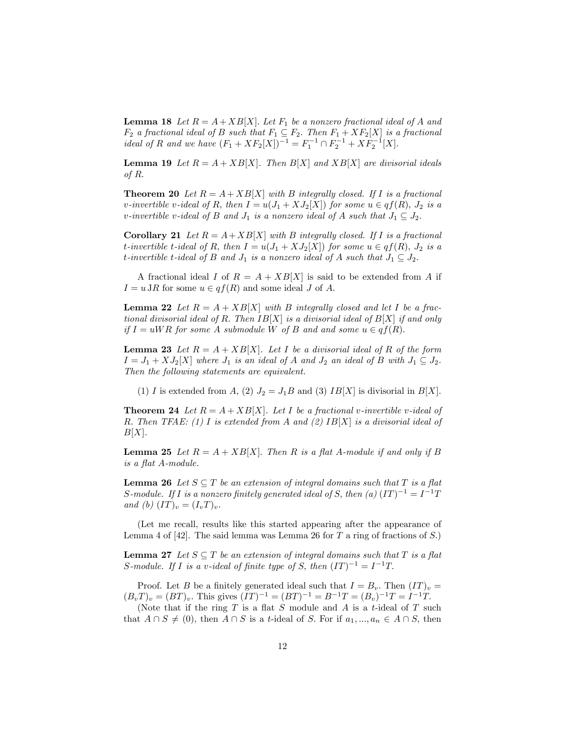**Lemma 18** *Let $R = A + XB[X]$. Let $F_1$ be a nonzero fractional ideal of $A$ and $F_2$ a fractional ideal of $B$ such that $F_1 \subseteq F_2$. Then $F_1 + XF_2[X]$ is a fractional ideal of $R$ and we have $(F_1 + XF_2[X])^{-1} = F_1^{-1} \cap F_2^{-1} + XF_2^{-1}[X]$.*

**Lemma 19** *Let $R = A + XB[X]$. Then $B[X]$ and $XB[X]$ are divisorial ideals of $R$.*

**Theorem 20** *Let $R = A + XB[X]$ with $B$ integrally closed. If $I$ is a fractional $v$-invertible $v$-ideal of $R$, then $I = u(J_1 + XJ_2[X])$ for some $u \in qf(R)$, $J_2$ is a $v$-invertible $v$-ideal of $B$ and $J_1$ is a nonzero ideal of $A$ such that $J_1 \subseteq J_2$.*

**Corollary 21** *Let $R = A + XB[X]$ with $B$ integrally closed. If $I$ is a fractional $t$-invertible $t$-ideal of $R$, then $I = u(J_1 + XJ_2[X])$ for some $u \in qf(R)$, $J_2$ is a $t$-invertible $t$-ideal of $B$ and $J_1$ is a nonzero ideal of $A$ such that $J_1 \subseteq J_2$.*

A fractional ideal $I$ of $R = A + XB[X]$ is said to be extended from $A$ if $I = u\,JR$ for some $u \in qf(R)$ and some ideal $J$ of $A$.

**Lemma 22** *Let $R = A + XB[X]$ with $B$ integrally closed and let $I$ be a fractional divisorial ideal of $R$. Then $IB[X]$ is a divisorial ideal of $B[X]$ if and only if $I = uWR$ for some $A$ submodule $W$ of $B$ and and some $u \in qf(R)$.*

**Lemma 23** *Let $R = A + XB[X]$. Let $I$ be a divisorial ideal of $R$ of the form $I = J_1 + XJ_2[X]$ where $J_1$ is an ideal of $A$ and $J_2$ an ideal of $B$ with $J_1 \subseteq J_2$. Then the following statements are equivalent.*

(1) $I$ is extended from $A$, (2) $J_2 = J_1 B$ and (3) $IB[X]$ is divisorial in $B[X]$.

**Theorem 24** *Let $R = A + XB[X]$. Let $I$ be a fractional $v$-invertible $v$-ideal of $R$. Then TFAE: (1) $I$ is extended from $A$ and (2) $IB[X]$ is a divisorial ideal of $B[X]$.*

**Lemma 25** *Let $R = A + XB[X]$. Then $R$ is a flat $A$-module if and only if $B$ is a flat $A$-module.*

**Lemma 26** *Let $S \subseteq T$ be an extension of integral domains such that $T$ is a flat $S$-module. If $I$ is a nonzero finitely generated ideal of $S$, then (a) $(IT)^{-1} = I^{-1}T$ and (b) $(IT)_v = (I_v T)_v$.*

(Let me recall, results like this started appearing after the appearance of Lemma 4 of [42]. The said lemma was Lemma 26 for $T$ a ring of fractions of $S$.)

**Lemma 27** *Let $S \subseteq T$ be an extension of integral domains such that $T$ is a flat $S$-module. If $I$ is a $v$-ideal of finite type of $S$, then $(IT)^{-1} = I^{-1}T$.*

Proof. Let $B$ be a finitely generated ideal such that $I = B_v$. Then $(IT)_v = (B_v T)_v = (BT)_v$. This gives $(IT)^{-1} = (BT)^{-1} = B^{-1}T = (B_v)^{-1}T = I^{-1}T$.

(Note that if the ring $T$ is a flat $S$ module and $A$ is a $t$-ideal of $T$ such that $A \cap S \neq (0)$, then $A \cap S$ is a $t$-ideal of $S$. For if $a_1, ..., a_n \in A \cap S$, then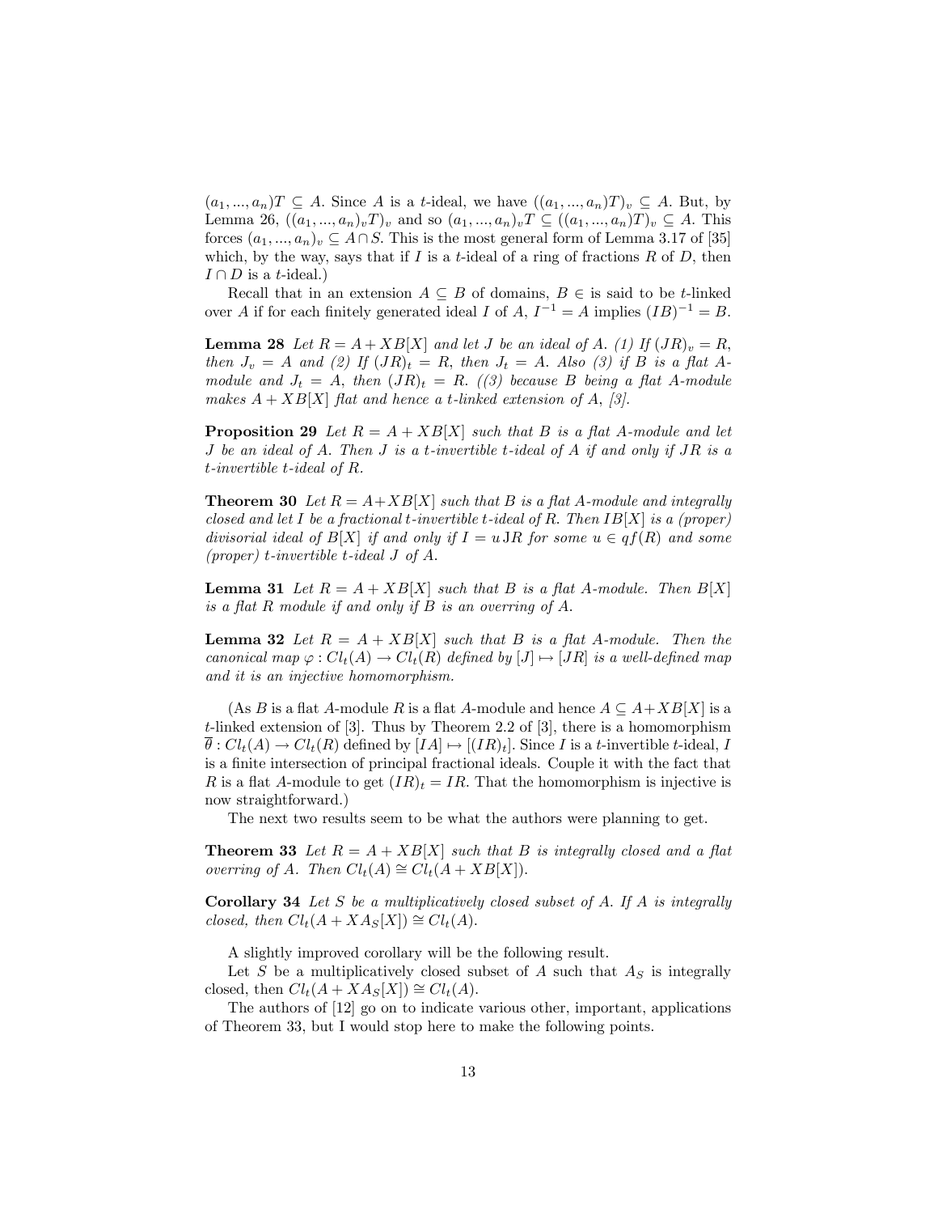$(a_1, ..., a_n)T \subseteq A$. Since $A$ is a $t$-ideal, we have $((a_1, ..., a_n)T)_v \subseteq A$. But, by Lemma 26, $((a_1, ..., a_n)_vT)_v$ and so $(a_1, ..., a_n)_vT \subseteq ((a_1, ..., a_n)T)_v \subseteq A$. This forces $(a_1, ..., a_n)_v \subseteq A \cap S$. This is the most general form of Lemma 3.17 of [35] which, by the way, says that if $I$ is a $t$-ideal of a ring of fractions $R$ of $D$, then $I \cap D$ is a $t$-ideal.)

Recall that in an extension $A \subseteq B$ of domains, $B \in$ is said to be $t$-linked over $A$ if for each finitely generated ideal $I$ of $A$, $I^{-1} = A$ implies $(IB)^{-1} = B$.

**Lemma 28** *Let $R = A + XB[X]$ and let $J$ be an ideal of $A$. (1) If $(JR)_v = R$, then $J_v = A$ and (2) If $(JR)_t = R$, then $J_t = A$. Also (3) if $B$ is a flat $A$-module and $J_t = A$, then $(JR)_t = R$. ((3) because $B$ being a flat $A$-module makes $A + XB[X]$ flat and hence a $t$-linked extension of $A$, [3].*

**Proposition 29** *Let $R = A + XB[X]$ such that $B$ is a flat $A$-module and let $J$ be an ideal of $A$. Then $J$ is a $t$-invertible $t$-ideal of $A$ if and only if $JR$ is a $t$-invertible $t$-ideal of $R$.*

**Theorem 30** *Let $R = A+XB[X]$ such that $B$ is a flat $A$-module and integrally closed and let $I$ be a fractional $t$-invertible $t$-ideal of $R$. Then $IB[X]$ is a (proper) divisorial ideal of $B[X]$ if and only if $I = u\,JR$ for some $u \in qf(R)$ and some (proper) $t$-invertible $t$-ideal $J$ of $A$.*

**Lemma 31** *Let $R = A + XB[X]$ such that $B$ is a flat $A$-module. Then $B[X]$ is a flat $R$ module if and only if $B$ is an overring of $A$.*

**Lemma 32** *Let $R = A + XB[X]$ such that $B$ is a flat $A$-module. Then the canonical map $\varphi : Cl_t(A) \to Cl_t(R)$ defined by $[J] \mapsto [JR]$ is a well-defined map and it is an injective homomorphism.*

(As $B$ is a flat $A$-module $R$ is a flat $A$-module and hence $A \subseteq A+XB[X]$ is a $t$-linked extension of [3]. Thus by Theorem 2.2 of [3], there is a homomorphism $\overline{\theta} : Cl_t(A) \to Cl_t(R)$ defined by $[IA] \mapsto [(IR)_t]$. Since $I$ is a $t$-invertible $t$-ideal, $I$ is a finite intersection of principal fractional ideals. Couple it with the fact that $R$ is a flat $A$-module to get $(IR)_t = IR$. That the homomorphism is injective is now straightforward.)

The next two results seem to be what the authors were planning to get.

**Theorem 33** *Let $R = A + XB[X]$ such that $B$ is integrally closed and a flat overring of $A$. Then $Cl_t(A) \cong Cl_t(A + XB[X])$.*

**Corollary 34** *Let $S$ be a multiplicatively closed subset of $A$. If $A$ is integrally closed, then $Cl_t(A + XA_S[X]) \cong Cl_t(A)$.*

A slightly improved corollary will be the following result.

Let $S$ be a multiplicatively closed subset of $A$ such that $A_S$ is integrally closed, then $Cl_t(A + XA_S[X]) \cong Cl_t(A)$.

The authors of [12] go on to indicate various other, important, applications of Theorem 33, but I would stop here to make the following points.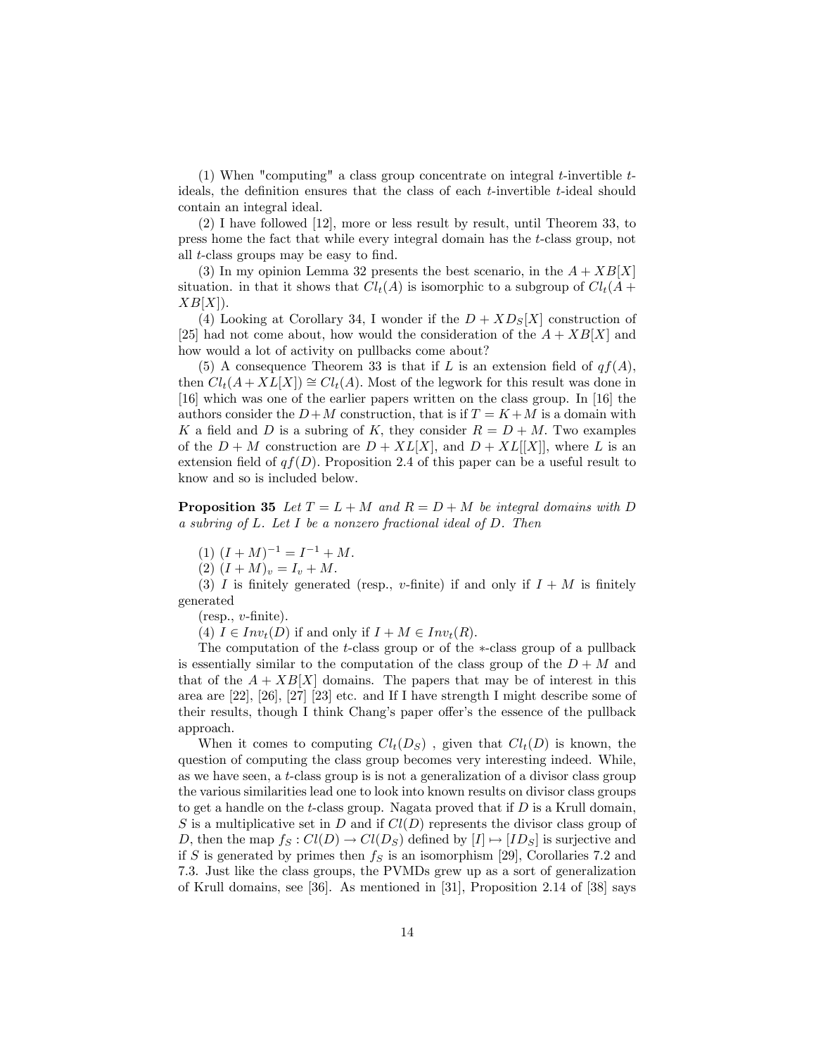(1) When "computing" a class group concentrate on integral $t$-invertible $t$-ideals, the definition ensures that the class of each $t$-invertible $t$-ideal should contain an integral ideal.

(2) I have followed [12], more or less result by result, until Theorem 33, to press home the fact that while every integral domain has the $t$-class group, not all $t$-class groups may be easy to find.

(3) In my opinion Lemma 32 presents the best scenario, in the $A + XB[X]$ situation. in that it shows that $Cl_t(A)$ is isomorphic to a subgroup of $Cl_t(A + XB[X])$.

(4) Looking at Corollary 34, I wonder if the $D + XD_S[X]$ construction of [25] had not come about, how would the consideration of the $A + XB[X]$ and how would a lot of activity on pullbacks come about?

(5) A consequence Theorem 33 is that if $L$ is an extension field of $qf(A)$, then $Cl_t(A+XL[X]) \cong Cl_t(A)$. Most of the legwork for this result was done in [16] which was one of the earlier papers written on the class group. In [16] the authors consider the $D+M$ construction, that is if $T = K+M$ is a domain with $K$ a field and $D$ is a subring of $K$, they consider $R = D + M$. Two examples of the $D + M$ construction are $D + XL[X]$, and $D + XL[[X]]$, where $L$ is an extension field of $qf(D)$. Proposition 2.4 of this paper can be a useful result to know and so is included below.

**Proposition 35** *Let $T = L + M$ and $R = D + M$ be integral domains with $D$ a subring of $L$. Let $I$ be a nonzero fractional ideal of $D$. Then*

(1) $(I + M)^{-1} = I^{-1} + M$.

(2) $(I + M)_v = I_v + M$.

(3) $I$ is finitely generated (resp., $v$-finite) if and only if $I + M$ is finitely generated (resp., $v$-finite).

(4) $I \in Inv_t(D)$ if and only if $I + M \in Inv_t(R)$.

The computation of the $t$-class group or of the $*$-class group of a pullback is essentially similar to the computation of the class group of the $D + M$ and that of the $A + XB[X]$ domains. The papers that may be of interest in this area are [22], [26], [27] [23] etc. and If I have strength I might describe some of their results, though I think Chang's paper offer's the essence of the pullback approach.

When it comes to computing $Cl_t(D_S)$ , given that $Cl_t(D)$ is known, the question of computing the class group becomes very interesting indeed. While, as we have seen, a $t$-class group is is not a generalization of a divisor class group the various similarities lead one to look into known results on divisor class groups to get a handle on the $t$-class group. Nagata proved that if $D$ is a Krull domain, $S$ is a multiplicative set in $D$ and if $Cl(D)$ represents the divisor class group of $D$, then the map $f_S : Cl(D) \to Cl(D_S)$ defined by $[I] \mapsto [ID_S]$ is surjective and if $S$ is generated by primes then $f_S$ is an isomorphism [29], Corollaries 7.2 and 7.3. Just like the class groups, the PVMDs grew up as a sort of generalization of Krull domains, see [36]. As mentioned in [31], Proposition 2.14 of [38] says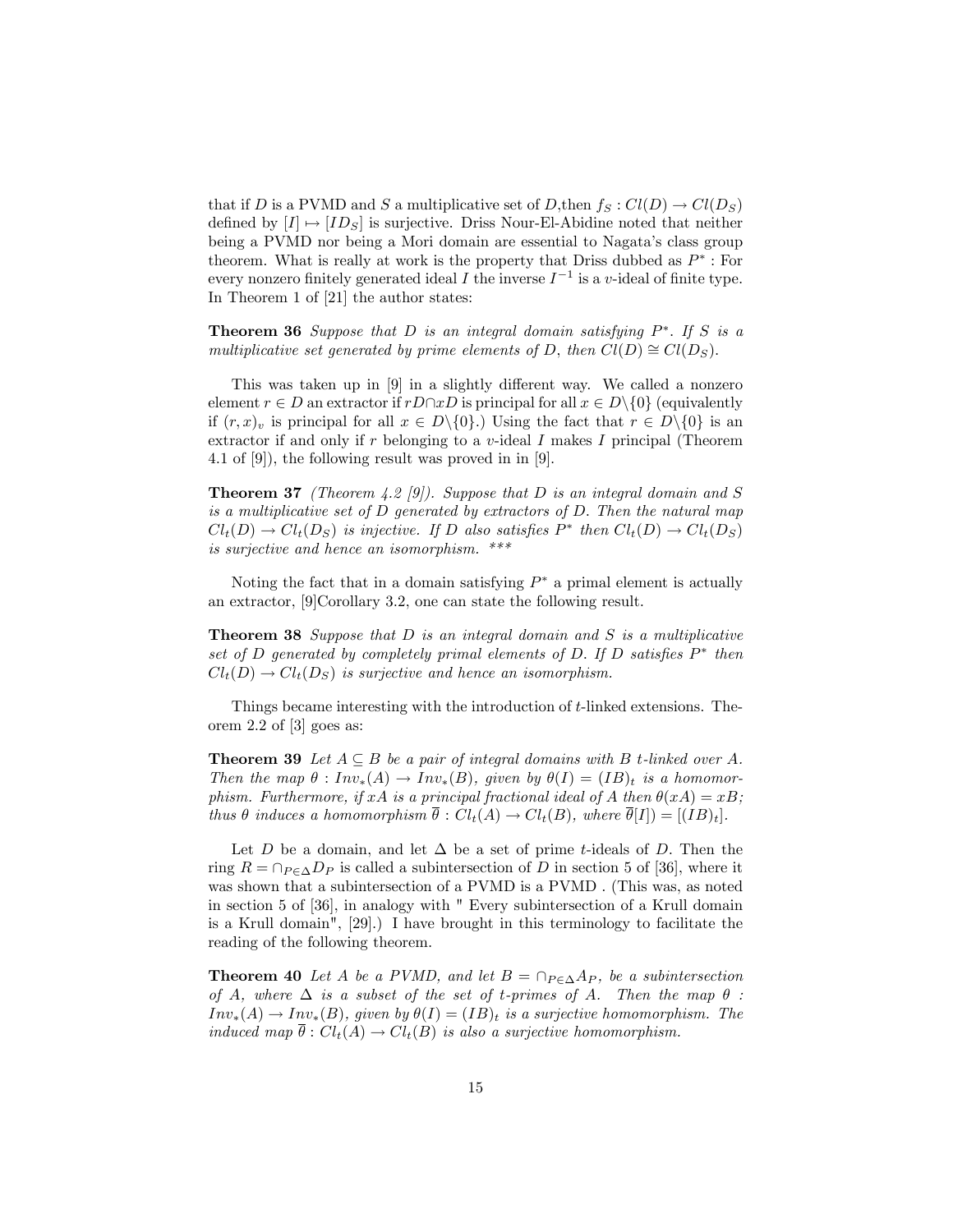that if $D$ is a PVMD and $S$ a multiplicative set of $D$,then $f_S : Cl(D) \to Cl(D_S)$ defined by $[I] \mapsto [ID_S]$ is surjective. Driss Nour-El-Abidine noted that neither being a PVMD nor being a Mori domain are essential to Nagata's class group theorem. What is really at work is the property that Driss dubbed as $P^*$ : For every nonzero finitely generated ideal $I$ the inverse $I^{-1}$ is a $v$-ideal of finite type. In Theorem 1 of [21] the author states:

**Theorem 36** *Suppose that $D$ is an integral domain satisfying $P^*$. If $S$ is a multiplicative set generated by prime elements of $D$, then $Cl(D) \cong Cl(D_S)$.*

This was taken up in [9] in a slightly different way. We called a nonzero element $r \in D$ an extractor if $rD \cap xD$ is principal for all $x \in D\backslash\{0\}$ (equivalently if $(r, x)_v$ is principal for all $x \in D\backslash\{0\}$.) Using the fact that $r \in D\backslash\{0\}$ is an extractor if and only if $r$ belonging to a $v$-ideal $I$ makes $I$ principal (Theorem 4.1 of [9]), the following result was proved in in [9].

**Theorem 37** *(Theorem 4.2 [9]). Suppose that $D$ is an integral domain and $S$ is a multiplicative set of $D$ generated by extractors of $D$. Then the natural map $Cl_t(D) \to Cl_t(D_S)$ is injective. If $D$ also satisfies $P^*$ then $Cl_t(D) \to Cl_t(D_S)$ is surjective and hence an isomorphism. \*\*\**

Noting the fact that in a domain satisfying $P^*$ a primal element is actually an extractor, [9]Corollary 3.2, one can state the following result.

**Theorem 38** *Suppose that $D$ is an integral domain and $S$ is a multiplicative set of $D$ generated by completely primal elements of $D$. If $D$ satisfies $P^*$ then $Cl_t(D) \to Cl_t(D_S)$ is surjective and hence an isomorphism.*

Things became interesting with the introduction of $t$-linked extensions. Theorem 2.2 of [3] goes as:

**Theorem 39** *Let $A \subseteq B$ be a pair of integral domains with $B$ $t$-linked over $A$. Then the map $\theta : Inv_*(A) \to Inv_*(B)$, given by $\theta(I) = (IB)_t$ is a homomorphism. Furthermore, if $xA$ is a principal fractional ideal of $A$ then $\theta(xA) = xB$; thus $\theta$ induces a homomorphism $\overline{\theta} : Cl_t(A) \to Cl_t(B)$, where $\overline{\theta}[I]) = [(IB)_t]$.*

Let $D$ be a domain, and let $\Delta$ be a set of prime $t$-ideals of $D$. Then the ring $R = \cap_{P \in \Delta} D_P$ is called a subintersection of $D$ in section 5 of [36], where it was shown that a subintersection of a PVMD is a PVMD . (This was, as noted in section 5 of [36], in analogy with " Every subintersection of a Krull domain is a Krull domain", [29].) I have brought in this terminology to facilitate the reading of the following theorem.

**Theorem 40** *Let $A$ be a PVMD, and let $B = \cap_{P \in \Delta} A_P$, be a subintersection of $A$, where $\Delta$ is a subset of the set of $t$-primes of $A$. Then the map $\theta : Inv_*(A) \to Inv_*(B)$, given by $\theta(I) = (IB)_t$ is a surjective homomorphism. The induced map $\overline{\theta} : Cl_t(A) \to Cl_t(B)$ is also a surjective homomorphism.*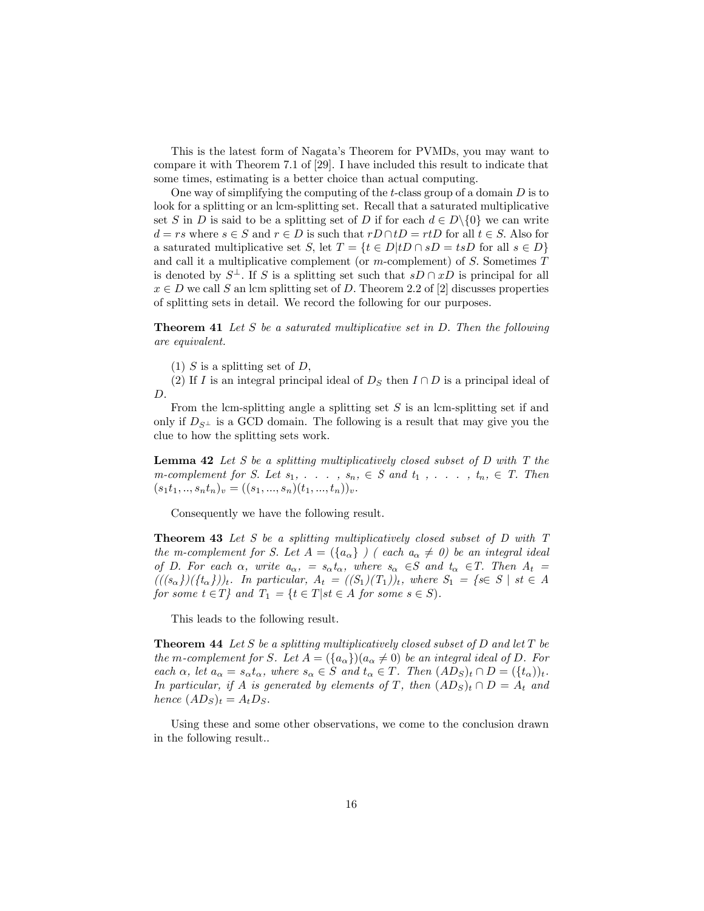This is the latest form of Nagata's Theorem for PVMDs, you may want to compare it with Theorem 7.1 of [29]. I have included this result to indicate that some times, estimating is a better choice than actual computing.

One way of simplifying the computing of the $t$-class group of a domain $D$ is to look for a splitting or an lcm-splitting set. Recall that a saturated multiplicative set $S$ in $D$ is said to be a splitting set of $D$ if for each $d \in D\backslash\{0\}$ we can write $d = rs$ where $s \in S$ and $r \in D$ is such that $rD \cap tD = rtD$ for all $t \in S$. Also for a saturated multiplicative set $S$, let $T = \{t \in D | tD \cap sD = tsD$ for all $s \in D\}$ and call it a multiplicative complement (or $m$-complement) of $S$. Sometimes $T$ is denoted by $S^{\perp}$. If $S$ is a splitting set such that $sD \cap xD$ is principal for all $x \in D$ we call $S$ an lcm splitting set of $D$. Theorem 2.2 of [2] discusses properties of splitting sets in detail. We record the following for our purposes.

**Theorem 41** *Let $S$ be a saturated multiplicative set in $D$. Then the following are equivalent.*

(1) $S$ is a splitting set of $D$,

(2) If $I$ is an integral principal ideal of $D_S$ then $I \cap D$ is a principal ideal of $D$.

From the lcm-splitting angle a splitting set $S$ is an lcm-splitting set if and only if $D_{S^{\perp}}$ is a GCD domain. The following is a result that may give you the clue to how the splitting sets work.

**Lemma 42** *Let $S$ be a splitting multiplicatively closed subset of $D$ with $T$ the m-complement for $S$. Let $s_1, \ldots, s_n, \in S$ and $t_1, \ldots, t_n, \in T$. Then $(s_1t_1, .., s_nt_n)_v = ((s_1, ..., s_n)(t_1, ..., t_n))_v$.*

Consequently we have the following result.

**Theorem 43** *Let $S$ be a splitting multiplicatively closed subset of $D$ with $T$ the m-complement for $S$. Let $A = (\{a_\alpha\})$ ( each $a_\alpha \neq 0$) be an integral ideal of $D$. For each $\alpha$, write $a_\alpha, = s_\alpha t_\alpha$, where $s_\alpha \in S$ and $t_\alpha \in T$. Then $A_t = (((s_\alpha\})(\{t_\alpha\}))_t$. In particular, $A_t = ((S_1)(T_1))_t$, where $S_1 = \{s \in S \mid st \in A$ for some $t \in T\}$ and $T_1 = \{t \in T | st \in A$ for some $s \in S)$.*

This leads to the following result.

**Theorem 44** *Let $S$ be a splitting multiplicatively closed subset of $D$ and let $T$ be the m-complement for $S$. Let $A = (\{a_\alpha\})(a_\alpha \neq 0)$ be an integral ideal of $D$. For each $\alpha$, let $a_\alpha = s_\alpha t_\alpha$, where $s_\alpha \in S$ and $t_\alpha \in T$. Then $(AD_S)_t \cap D = (\{t_\alpha\})_t$. In particular, if $A$ is generated by elements of $T$, then $(AD_S)_t \cap D = A_t$ and hence $(AD_S)_t = A_t D_S$.*

Using these and some other observations, we come to the conclusion drawn in the following result..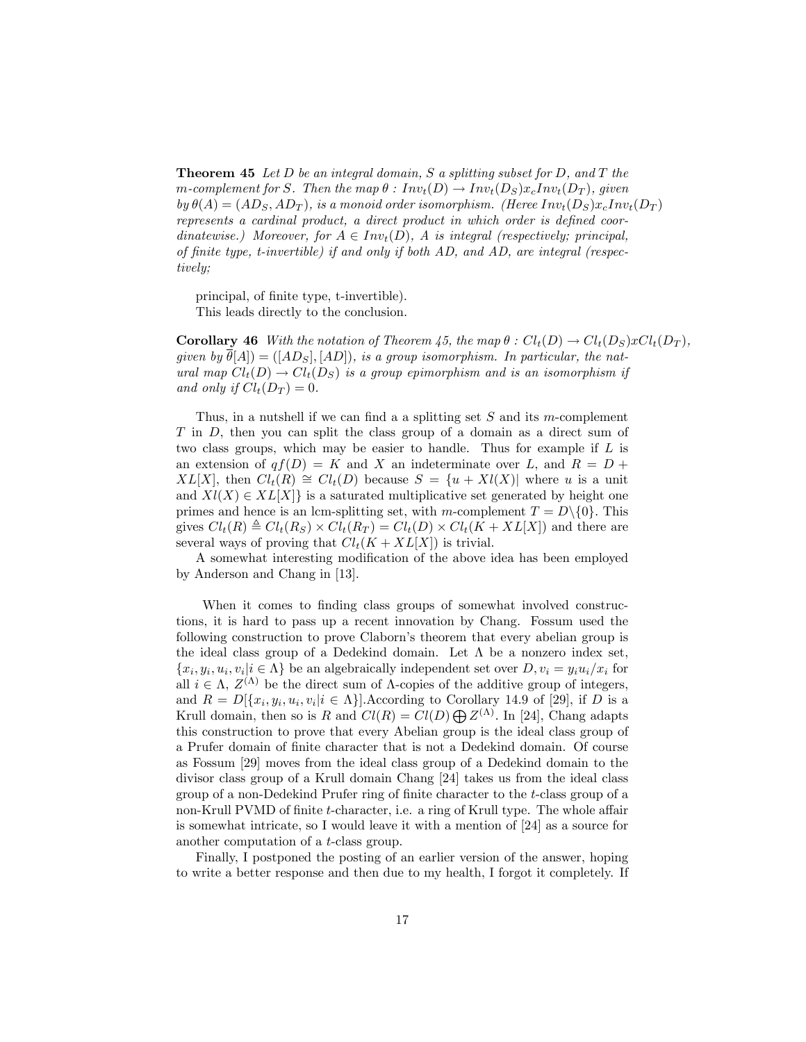**Theorem 45** *Let $D$ be an integral domain, $S$ a splitting subset for $D$, and $T$ the m-complement for $S$. Then the map $\theta : Inv_t(D) \to Inv_t(D_S)x_cInv_t(D_T)$, given by $\theta(A) = (AD_S, AD_T)$, is a monoid order isomorphism. (Heree $Inv_t(D_S)x_cInv_t(D_T)$ represents a cardinal product, a direct product in which order is defined coordinatewise.) Moreover, for $A \in Inv_t(D)$, $A$ is integral (respectively; principal, of finite type, t-invertible) if and only if both $AD_s$ and $AD_t$ are integral (respectively;*

principal, of finite type, t-invertible).

This leads directly to the conclusion.

**Corollary 46** *With the notation of Theorem 45, the map $\theta : Cl_t(D) \to Cl_t(D_S)xCl_t(D_T)$, given by $\overline{\theta}[A]) = ([AD_S], [AD])$, is a group isomorphism. In particular, the natural map $Cl_t(D) \to Cl_t(D_S)$ is a group epimorphism and is an isomorphism if and only if $Cl_t(D_T) = 0$.*

Thus, in a nutshell if we can find a a splitting set $S$ and its $m$-complement $T$ in $D$, then you can split the class group of a domain as a direct sum of two class groups, which may be easier to handle. Thus for example if $L$ is an extension of $qf(D) = K$ and $X$ an indeterminate over $L$, and $R = D + XL[X]$, then $Cl_t(R) \cong Cl_t(D)$ because $S = \{u + Xl(X)|$ where $u$ is a unit and $Xl(X) \in XL[X]\}$ is a saturated multiplicative set generated by height one primes and hence is an lcm-splitting set, with $m$-complement $T = D\backslash\{0\}$. This gives $Cl_t(R) \triangleq Cl_t(R_S) \times Cl_t(R_T) = Cl_t(D) \times Cl_t(K + XL[X])$ and there are several ways of proving that $Cl_t(K + XL[X])$ is trivial.

A somewhat interesting modification of the above idea has been employed by Anderson and Chang in [13].

When it comes to finding class groups of somewhat involved constructions, it is hard to pass up a recent innovation by Chang. Fossum used the following construction to prove Claborn's theorem that every abelian group is the ideal class group of a Dedekind domain. Let $\Lambda$ be a nonzero index set, $\{x_i, y_i, u_i, v_i | i \in \Lambda\}$ be an algebraically independent set over $D, v_i = y_i u_i / x_i$ for all $i \in \Lambda$, $Z^{(\Lambda)}$ be the direct sum of $\Lambda$-copies of the additive group of integers, and $R = D[\{x_i, y_i, u_i, v_i | i \in \Lambda\}]$.According to Corollary 14.9 of [29], if $D$ is a Krull domain, then so is $R$ and $Cl(R) = Cl(D) \bigoplus Z^{(\Lambda)}$. In [24], Chang adapts this construction to prove that every Abelian group is the ideal class group of a Prufer domain of finite character that is not a Dedekind domain. Of course as Fossum [29] moves from the ideal class group of a Dedekind domain to the divisor class group of a Krull domain Chang [24] takes us from the ideal class group of a non-Dedekind Prufer ring of finite character to the $t$-class group of a non-Krull PVMD of finite $t$-character, i.e. a ring of Krull type. The whole affair is somewhat intricate, so I would leave it with a mention of [24] as a source for another computation of a $t$-class group.

Finally, I postponed the posting of an earlier version of the answer, hoping to write a better response and then due to my health, I forgot it completely. If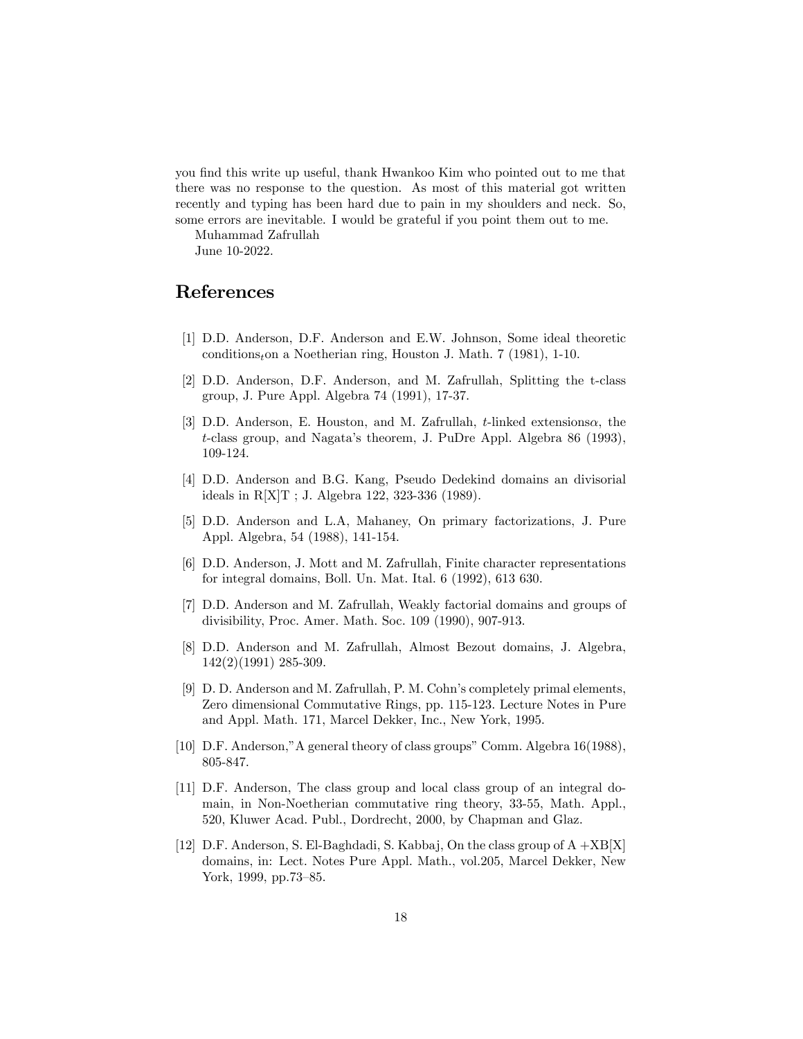you find this write up useful, thank Hwankoo Kim who pointed out to me that there was no response to the question. As most of this material got written recently and typing has been hard due to pain in my shoulders and neck. So, some errors are inevitable. I would be grateful if you point them out to me.

Muhammad Zafrullah

June 10-2022.

# References

[1] D.D. Anderson, D.F. Anderson and E.W. Johnson, Some ideal theoretic conditions$_t$on a Noetherian ring, Houston J. Math. 7 (1981), 1-10.

[2] D.D. Anderson, D.F. Anderson, and M. Zafrullah, Splitting the t-class group, J. Pure Appl. Algebra 74 (1991), 17-37.

[3] D.D. Anderson, E. Houston, and M. Zafrullah, $t$-linked extensions$\alpha$, the $t$-class group, and Nagata's theorem, J. PuDre Appl. Algebra 86 (1993), 109-124.

[4] D.D. Anderson and B.G. Kang, Pseudo Dedekind domains an divisorial ideals in R[X]T ; J. Algebra 122, 323-336 (1989).

[5] D.D. Anderson and L.A, Mahaney, On primary factorizations, J. Pure Appl. Algebra, 54 (1988), 141-154.

[6] D.D. Anderson, J. Mott and M. Zafrullah, Finite character representations for integral domains, Boll. Un. Mat. Ital. 6 (1992), 613 630.

[7] D.D. Anderson and M. Zafrullah, Weakly factorial domains and groups of divisibility, Proc. Amer. Math. Soc. 109 (1990), 907-913.

[8] D.D. Anderson and M. Zafrullah, Almost Bezout domains, J. Algebra, 142(2)(1991) 285-309.

[9] D. D. Anderson and M. Zafrullah, P. M. Cohn's completely primal elements, Zero dimensional Commutative Rings, pp. 115-123. Lecture Notes in Pure and Appl. Math. 171, Marcel Dekker, Inc., New York, 1995.

[10] D.F. Anderson,"A general theory of class groups" Comm. Algebra 16(1988), 805-847.

[11] D.F. Anderson, The class group and local class group of an integral domain, in Non-Noetherian commutative ring theory, 33-55, Math. Appl., 520, Kluwer Acad. Publ., Dordrecht, 2000, by Chapman and Glaz.

[12] D.F. Anderson, S. El-Baghdadi, S. Kabbaj, On the class group of A +XB[X] domains, in: Lect. Notes Pure Appl. Math., vol.205, Marcel Dekker, New York, 1999, pp.73–85.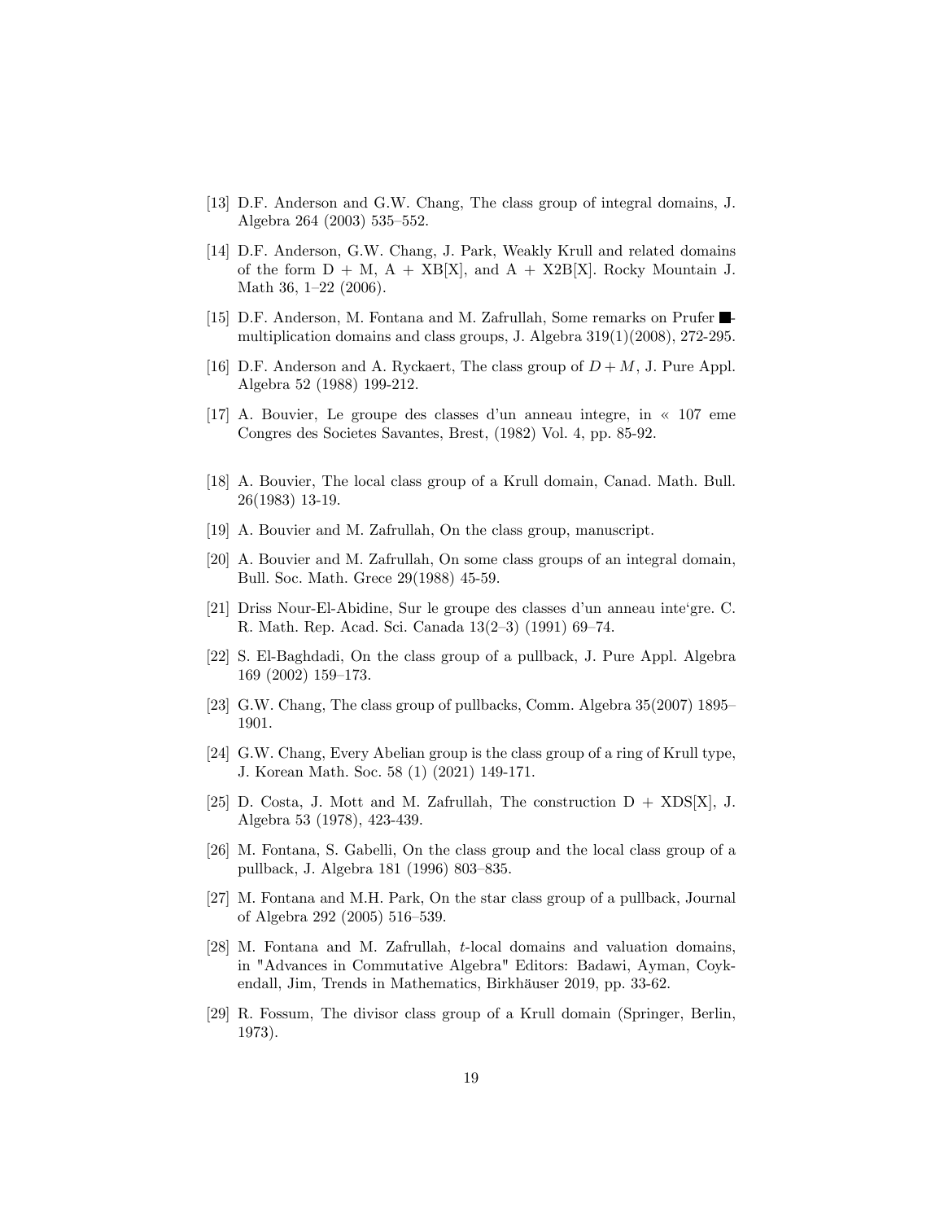[13] D.F. Anderson and G.W. Chang, The class group of integral domains, J. Algebra 264 (2003) 535–552.

[14] D.F. Anderson, G.W. Chang, J. Park, Weakly Krull and related domains of the form D + M, A + XB[X], and A + X2B[X]. Rocky Mountain J. Math 36, 1–22 (2006).

[15] D.F. Anderson, M. Fontana and M. Zafrullah, Some remarks on Prufer ■-multiplication domains and class groups, J. Algebra 319(1)(2008), 272-295.

[16] D.F. Anderson and A. Ryckaert, The class group of $D + M$, J. Pure Appl. Algebra 52 (1988) 199-212.

[17] A. Bouvier, Le groupe des classes d'un anneau integre, in « 107 eme Congres des Societes Savantes, Brest, (1982) Vol. 4, pp. 85-92.

[18] A. Bouvier, The local class group of a Krull domain, Canad. Math. Bull. 26(1983) 13-19.

[19] A. Bouvier and M. Zafrullah, On the class group, manuscript.

[20] A. Bouvier and M. Zafrullah, On some class groups of an integral domain, Bull. Soc. Math. Grece 29(1988) 45-59.

[21] Driss Nour-El-Abidine, Sur le groupe des classes d'un anneau inte'gre. C. R. Math. Rep. Acad. Sci. Canada 13(2–3) (1991) 69–74.

[22] S. El-Baghdadi, On the class group of a pullback, J. Pure Appl. Algebra 169 (2002) 159–173.

[23] G.W. Chang, The class group of pullbacks, Comm. Algebra 35(2007) 1895–1901.

[24] G.W. Chang, Every Abelian group is the class group of a ring of Krull type, J. Korean Math. Soc. 58 (1) (2021) 149-171.

[25] D. Costa, J. Mott and M. Zafrullah, The construction D + XDS[X], J. Algebra 53 (1978), 423-439.

[26] M. Fontana, S. Gabelli, On the class group and the local class group of a pullback, J. Algebra 181 (1996) 803–835.

[27] M. Fontana and M.H. Park, On the star class group of a pullback, Journal of Algebra 292 (2005) 516–539.

[28] M. Fontana and M. Zafrullah, *t*-local domains and valuation domains, in "Advances in Commutative Algebra" Editors: Badawi, Ayman, Coykendall, Jim, Trends in Mathematics, Birkhäuser 2019, pp. 33-62.

[29] R. Fossum, The divisor class group of a Krull domain (Springer, Berlin, 1973).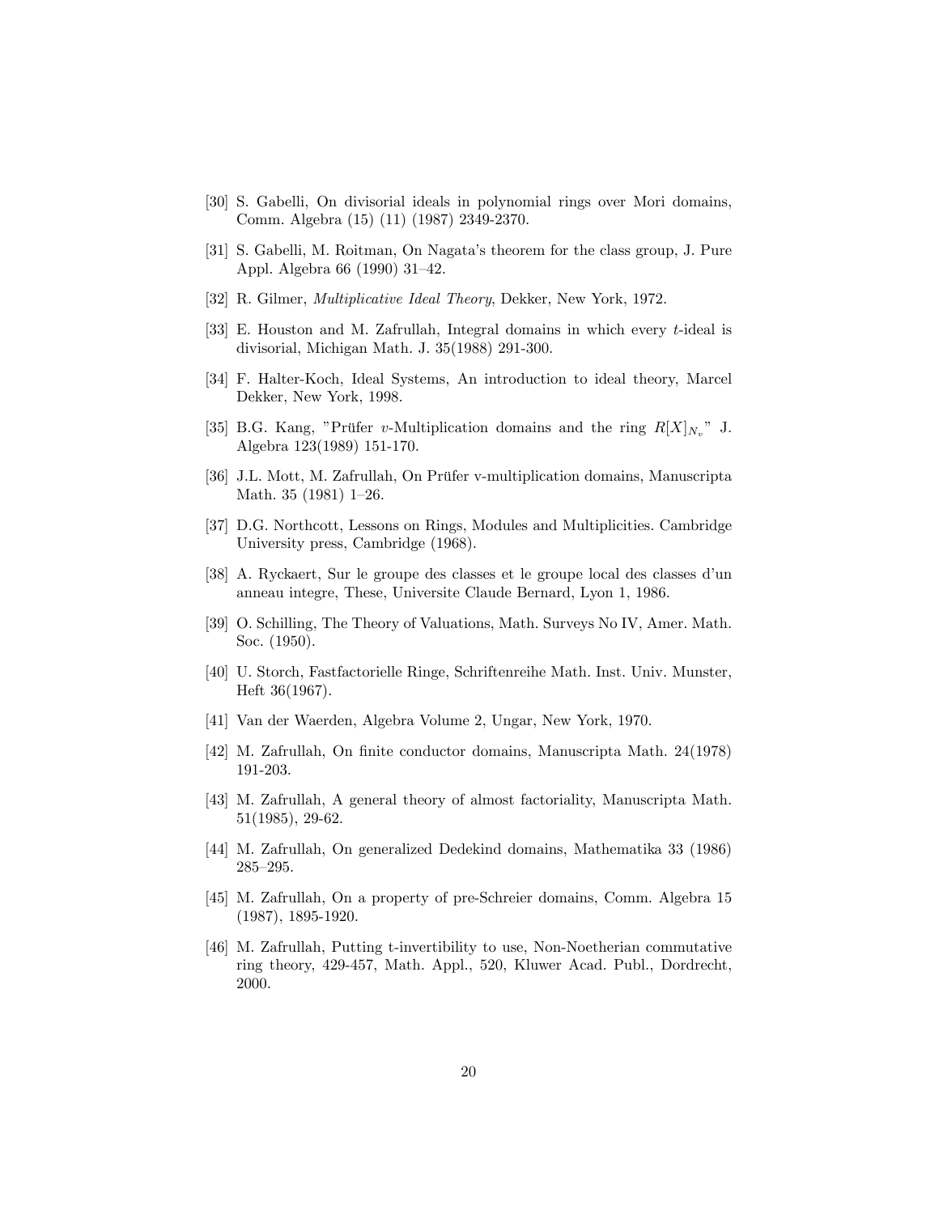[30] S. Gabelli, On divisorial ideals in polynomial rings over Mori domains, Comm. Algebra (15) (11) (1987) 2349-2370.

[31] S. Gabelli, M. Roitman, On Nagata's theorem for the class group, J. Pure Appl. Algebra 66 (1990) 31–42.

[32] R. Gilmer, *Multiplicative Ideal Theory*, Dekker, New York, 1972.

[33] E. Houston and M. Zafrullah, Integral domains in which every $t$-ideal is divisorial, Michigan Math. J. 35(1988) 291-300.

[34] F. Halter-Koch, Ideal Systems, An introduction to ideal theory, Marcel Dekker, New York, 1998.

[35] B.G. Kang, "Prüfer $v$-Multiplication domains and the ring $R[X]_{N_v}$" J. Algebra 123(1989) 151-170.

[36] J.L. Mott, M. Zafrullah, On Prüfer v-multiplication domains, Manuscripta Math. 35 (1981) 1–26.

[37] D.G. Northcott, Lessons on Rings, Modules and Multiplicities. Cambridge University press, Cambridge (1968).

[38] A. Ryckaert, Sur le groupe des classes et le groupe local des classes d'un anneau integre, These, Universite Claude Bernard, Lyon 1, 1986.

[39] O. Schilling, The Theory of Valuations, Math. Surveys No IV, Amer. Math. Soc. (1950).

[40] U. Storch, Fastfactorielle Ringe, Schriftenreihe Math. Inst. Univ. Munster, Heft 36(1967).

[41] Van der Waerden, Algebra Volume 2, Ungar, New York, 1970.

[42] M. Zafrullah, On finite conductor domains, Manuscripta Math. 24(1978) 191-203.

[43] M. Zafrullah, A general theory of almost factoriality, Manuscripta Math. 51(1985), 29-62.

[44] M. Zafrullah, On generalized Dedekind domains, Mathematika 33 (1986) 285–295.

[45] M. Zafrullah, On a property of pre-Schreier domains, Comm. Algebra 15 (1987), 1895-1920.

[46] M. Zafrullah, Putting t-invertibility to use, Non-Noetherian commutative ring theory, 429-457, Math. Appl., 520, Kluwer Acad. Publ., Dordrecht, 2000.